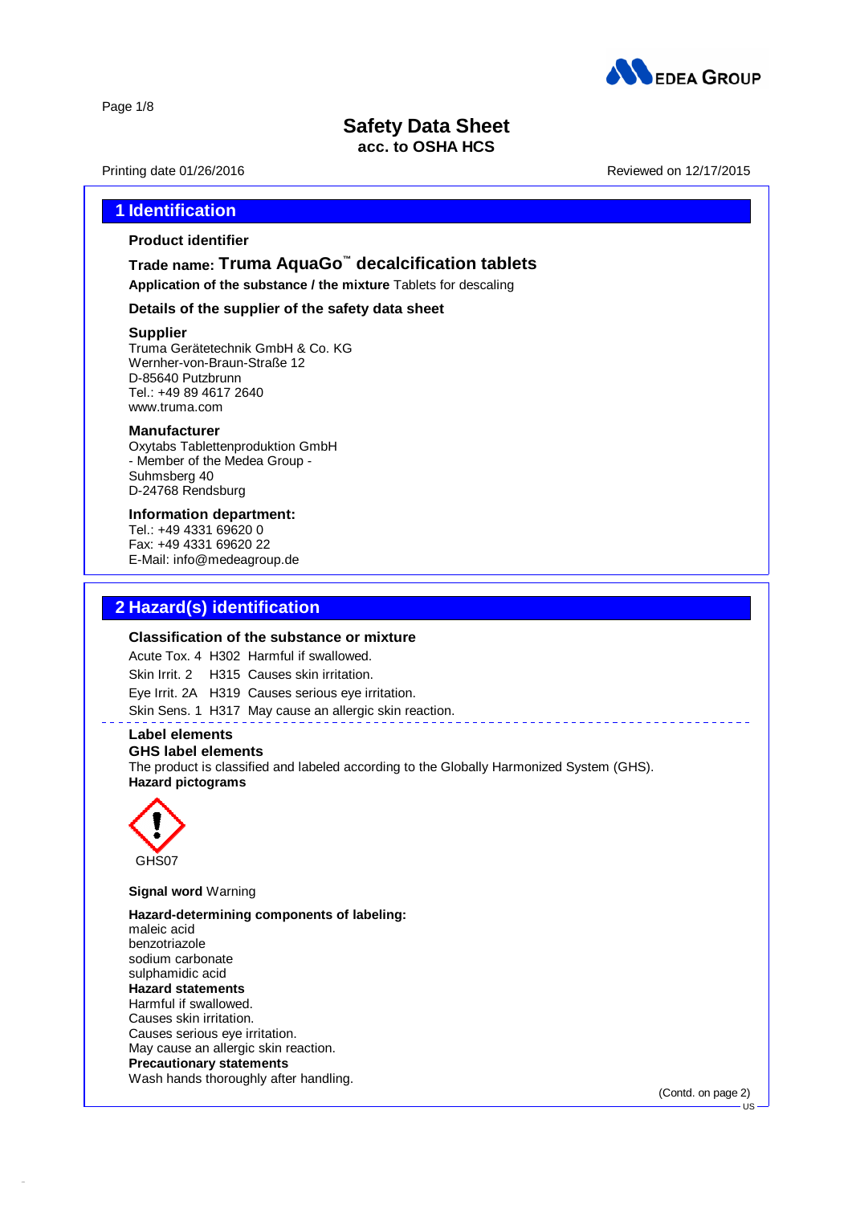# Safety Data Sheet
**acc. to OSHA HCS**

Printing date 01/26/2016 Reviewed on 12/17/2015

## 1 Identification

**Product identifier**

**Trade name: Truma AquaGo™ decalcification tablets**

**Application of the substance / the mixture** Tablets for descaling

**Details of the supplier of the safety data sheet**

**Supplier**
Truma Gerätetechnik GmbH & Co. KG
Wernher-von-Braun-Straße 12
D-85640 Putzbrunn
Tel.: +49 89 4617 2640
www.truma.com

**Manufacturer**
Oxytabs Tablettenproduktion GmbH
- Member of the Medea Group -
Suhmsberg 40
D-24768 Rendsburg

**Information department:**
Tel.: +49 4331 69620 0
Fax: +49 4331 69620 22
E-Mail: info@medeagroup.de

## 2 Hazard(s) identification

**Classification of the substance or mixture**

| | | |
|---|---|---|
| Acute Tox. 4 | H302 | Harmful if swallowed. |
| Skin Irrit. 2 | H315 | Causes skin irritation. |
| Eye Irrit. 2A | H319 | Causes serious eye irritation. |
| Skin Sens. 1 | H317 | May cause an allergic skin reaction. |

**Label elements**
**GHS label elements**
The product is classified and labeled according to the Globally Harmonized System (GHS).
**Hazard pictograms**

GHS07

**Signal word** Warning

**Hazard-determining components of labeling:**
maleic acid
benzotriazole
sodium carbonate
sulphamidic acid

**Hazard statements**
Harmful if swallowed.
Causes skin irritation.
Causes serious eye irritation.
May cause an allergic skin reaction.

**Precautionary statements**
Wash hands thoroughly after handling.

(Contd. on page 2)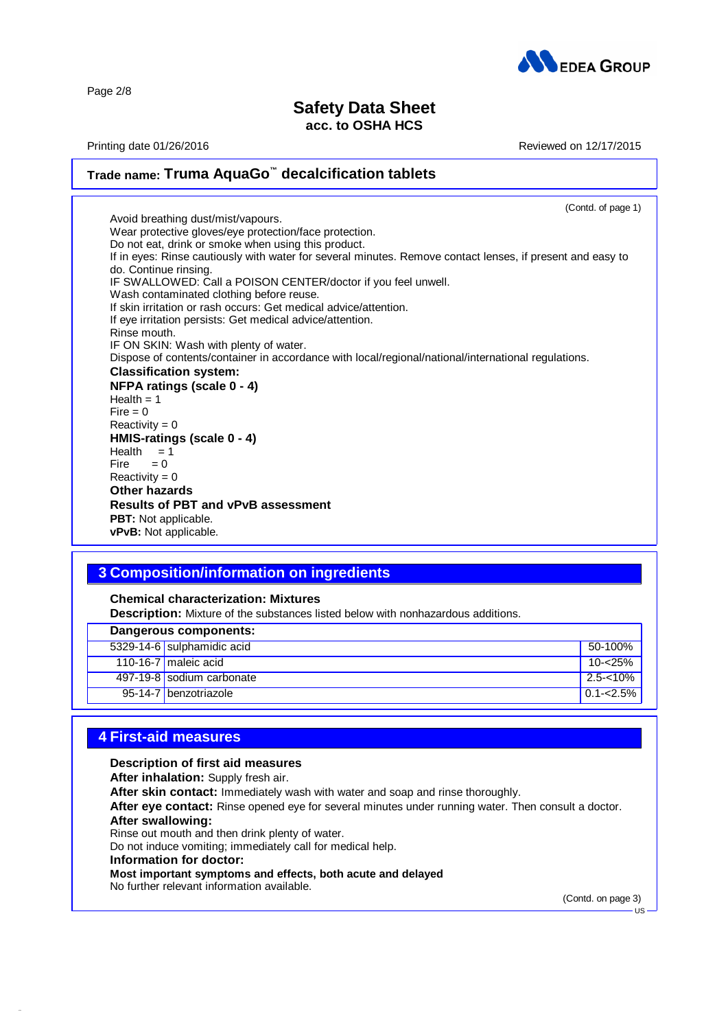## Trade name: Truma AquaGo™ decalcification tablets

(Contd. of page 1)

Avoid breathing dust/mist/vapours.
Wear protective gloves/eye protection/face protection.
Do not eat, drink or smoke when using this product.
If in eyes: Rinse cautiously with water for several minutes. Remove contact lenses, if present and easy to do. Continue rinsing.
IF SWALLOWED: Call a POISON CENTER/doctor if you feel unwell.
Wash contaminated clothing before reuse.
If skin irritation or rash occurs: Get medical advice/attention.
If eye irritation persists: Get medical advice/attention.
Rinse mouth.
IF ON SKIN: Wash with plenty of water.
Dispose of contents/container in accordance with local/regional/national/international regulations.

**Classification system:**

**NFPA ratings (scale 0 - 4)**

Health = 1
Fire = 0
Reactivity = 0

**HMIS-ratings (scale 0 - 4)**

Health = 1
Fire = 0
Reactivity = 0

**Other hazards**

**Results of PBT and vPvB assessment**

**PBT:** Not applicable.
**vPvB:** Not applicable.

## 3 Composition/information on ingredients

**Chemical characterization: Mixtures**

**Description:** Mixture of the substances listed below with nonhazardous additions.

| Dangerous components: | | |
|---|---|---|
| 5329-14-6 | sulphamidic acid | 50-100% |
| 110-16-7 | maleic acid | 10-<25% |
| 497-19-8 | sodium carbonate | 2.5-<10% |
| 95-14-7 | benzotriazole | 0.1-<2.5% |

## 4 First-aid measures

**Description of first aid measures**

**After inhalation:** Supply fresh air.

**After skin contact:** Immediately wash with water and soap and rinse thoroughly.

**After eye contact:** Rinse opened eye for several minutes under running water. Then consult a doctor.

**After swallowing:**

Rinse out mouth and then drink plenty of water.
Do not induce vomiting; immediately call for medical help.

**Information for doctor:**

**Most important symptoms and effects, both acute and delayed**

No further relevant information available.

(Contd. on page 3)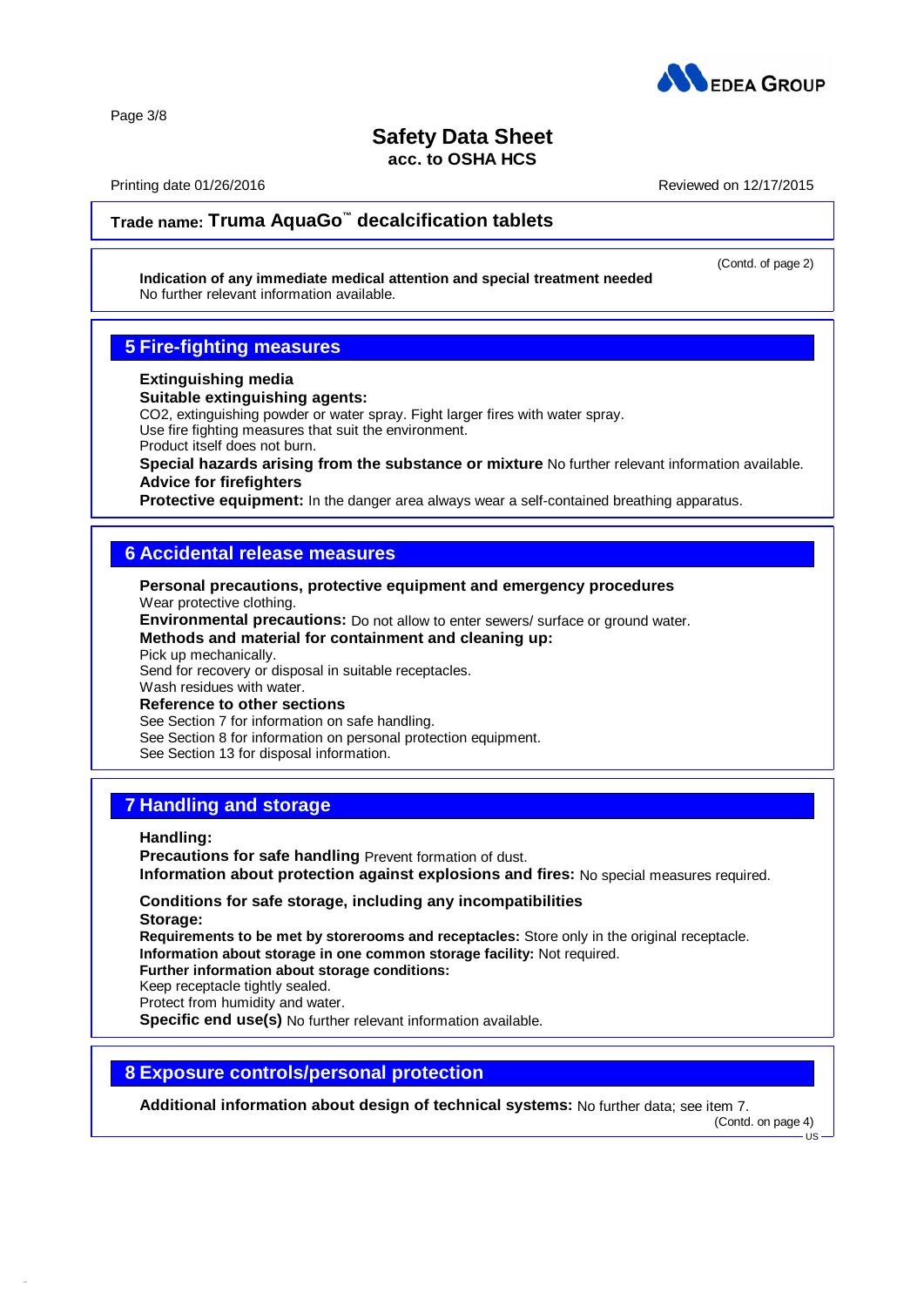**Trade name: Truma AquaGo™ decalcification tablets**

(Contd. of page 2)

**Indication of any immediate medical attention and special treatment needed**
No further relevant information available.

## 5 Fire-fighting measures

**Extinguishing media**
**Suitable extinguishing agents:**
$CO_2$, extinguishing powder or water spray. Fight larger fires with water spray.
Use fire fighting measures that suit the environment.
Product itself does not burn.
**Special hazards arising from the substance or mixture** No further relevant information available.
**Advice for firefighters**
**Protective equipment:** In the danger area always wear a self-contained breathing apparatus.

## 6 Accidental release measures

**Personal precautions, protective equipment and emergency procedures**
Wear protective clothing.
**Environmental precautions:** Do not allow to enter sewers/ surface or ground water.
**Methods and material for containment and cleaning up:**
Pick up mechanically.
Send for recovery or disposal in suitable receptacles.
Wash residues with water.
**Reference to other sections**
See Section 7 for information on safe handling.
See Section 8 for information on personal protection equipment.
See Section 13 for disposal information.

## 7 Handling and storage

**Handling:**
**Precautions for safe handling** Prevent formation of dust.
**Information about protection against explosions and fires:** No special measures required.

**Conditions for safe storage, including any incompatibilities**
**Storage:**
**Requirements to be met by storerooms and receptacles:** Store only in the original receptacle.
**Information about storage in one common storage facility:** Not required.
**Further information about storage conditions:**
Keep receptacle tightly sealed.
Protect from humidity and water.
**Specific end use(s)** No further relevant information available.

## 8 Exposure controls/personal protection

**Additional information about design of technical systems:** No further data; see item 7.

(Contd. on page 4)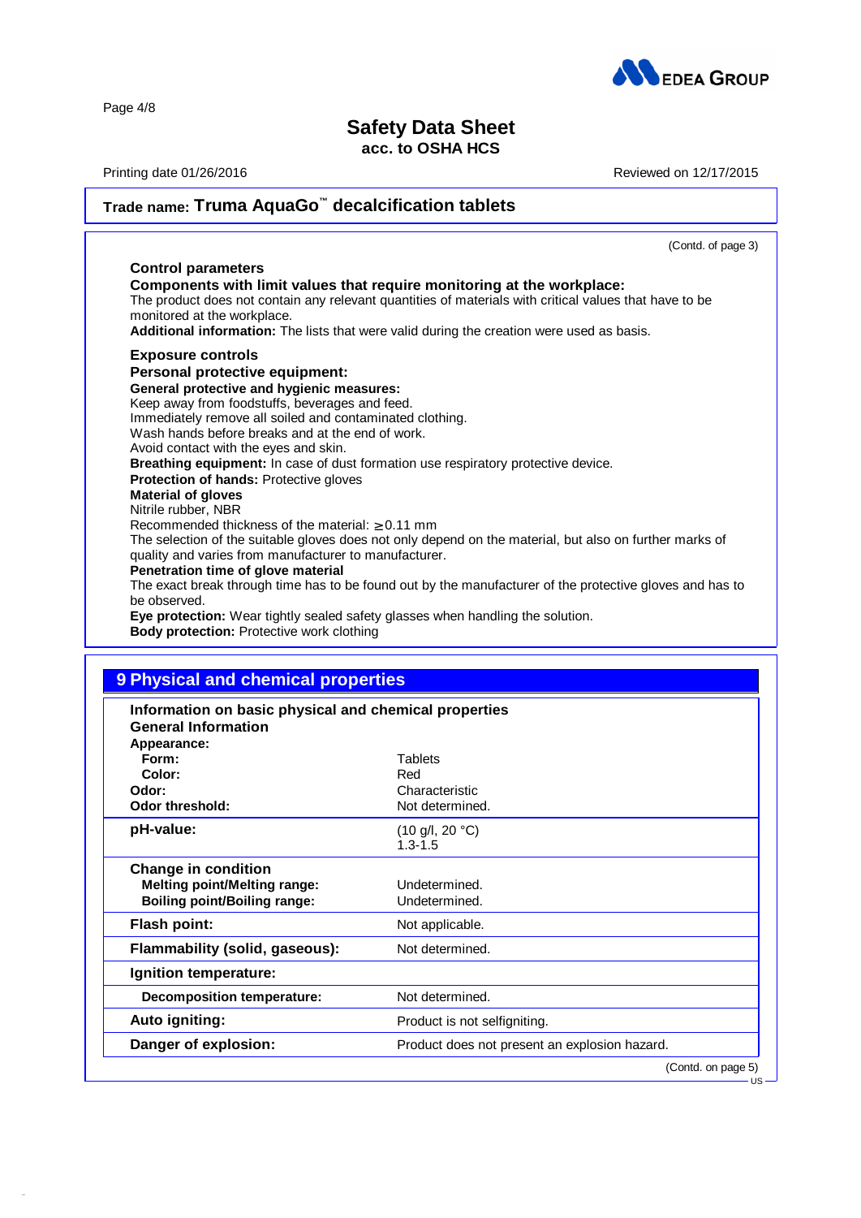**Trade name: Truma AquaGo™ decalcification tablets**

(Contd. of page 3)

**Control parameters**

**Components with limit values that require monitoring at the workplace:**
The product does not contain any relevant quantities of materials with critical values that have to be monitored at the workplace.

**Additional information:** The lists that were valid during the creation were used as basis.

**Exposure controls**

**Personal protective equipment:**

**General protective and hygienic measures:**
Keep away from foodstuffs, beverages and feed.
Immediately remove all soiled and contaminated clothing.
Wash hands before breaks and at the end of work.
Avoid contact with the eyes and skin.

**Breathing equipment:** In case of dust formation use respiratory protective device.

**Protection of hands:** Protective gloves

**Material of gloves**
Nitrile rubber, NBR
Recommended thickness of the material: ≥ 0.11 mm
The selection of the suitable gloves does not only depend on the material, but also on further marks of quality and varies from manufacturer to manufacturer.

**Penetration time of glove material**
The exact break through time has to be found out by the manufacturer of the protective gloves and has to be observed.

**Eye protection:** Wear tightly sealed safety glasses when handling the solution.

**Body protection:** Protective work clothing

## 9 Physical and chemical properties

**Information on basic physical and chemical properties**

**General Information**

| Property | Value |
|---|---|
| **Appearance:** | |
| **Form:** | Tablets |
| **Color:** | Red |
| **Odor:** | Characteristic |
| **Odor threshold:** | Not determined. |
| **pH-value:** | (10 g/l, 20 °C) 1.3-1.5 |
| **Change in condition** | |
| **Melting point/Melting range:** | Undetermined. |
| **Boiling point/Boiling range:** | Undetermined. |
| **Flash point:** | Not applicable. |
| **Flammability (solid, gaseous):** | Not determined. |
| **Ignition temperature:** | |
| **Decomposition temperature:** | Not determined. |
| **Auto igniting:** | Product is not selfigniting. |
| **Danger of explosion:** | Product does not present an explosion hazard. |

(Contd. on page 5)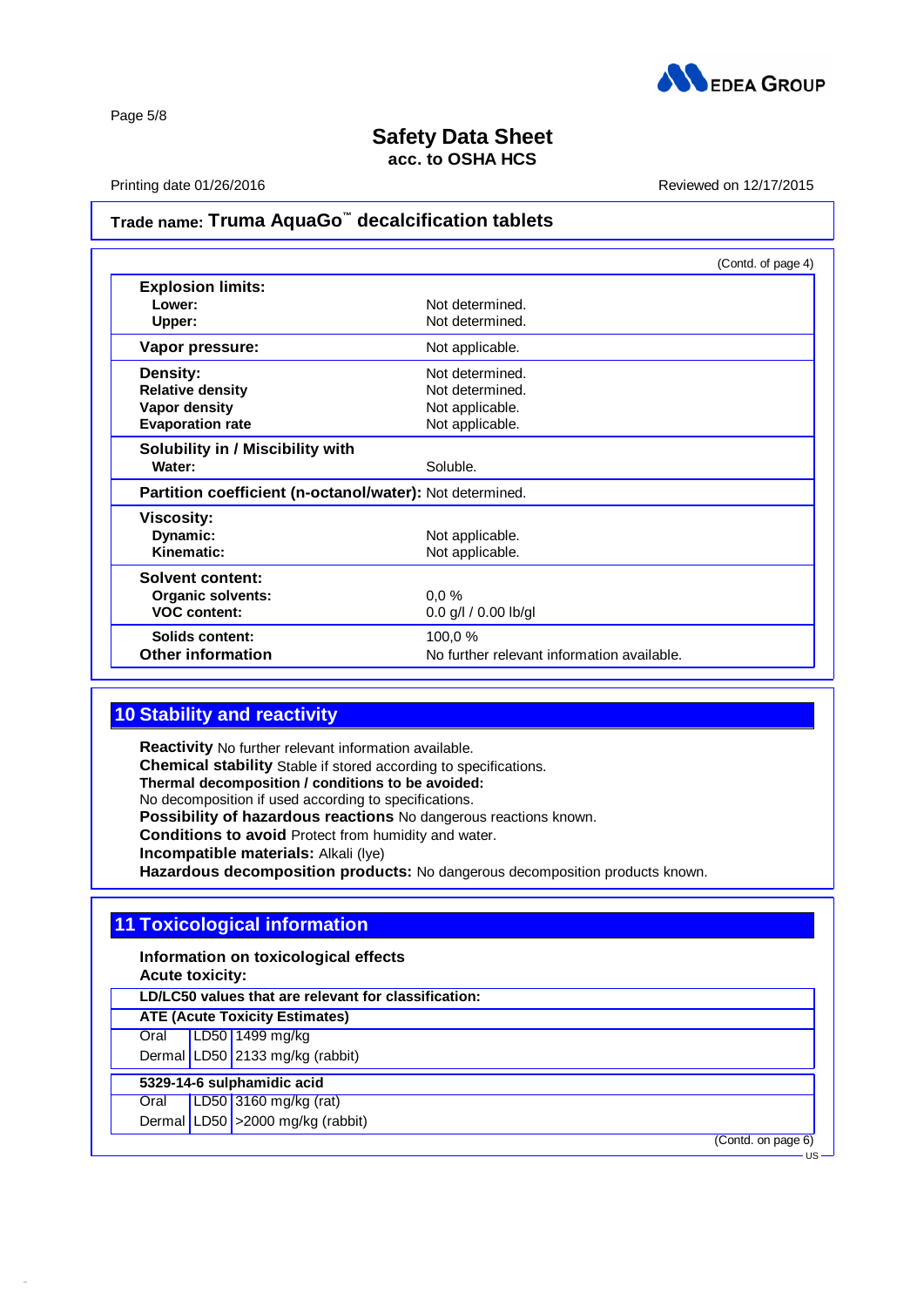## Trade name: Truma AquaGo™ decalcification tablets

(Contd. of page 4)

| | |
|---|---|
| **Explosion limits:** | |
| **Lower:** | Not determined. |
| **Upper:** | Not determined. |
| **Vapor pressure:** | Not applicable. |
| **Density:** | Not determined. |
| **Relative density** | Not determined. |
| **Vapor density** | Not applicable. |
| **Evaporation rate** | Not applicable. |
| **Solubility in / Miscibility with** | |
| **Water:** | Soluble. |
| **Partition coefficient (n-octanol/water):** | Not determined. |
| **Viscosity:** | |
| **Dynamic:** | Not applicable. |
| **Kinematic:** | Not applicable. |
| **Solvent content:** | |
| **Organic solvents:** | 0,0 % |
| **VOC content:** | 0.0 g/l / 0.00 lb/gl |
| **Solids content:** | 100,0 % |
| **Other information** | No further relevant information available. |

## 10 Stability and reactivity

**Reactivity** No further relevant information available.
**Chemical stability** Stable if stored according to specifications.
**Thermal decomposition / conditions to be avoided:**
No decomposition if used according to specifications.
**Possibility of hazardous reactions** No dangerous reactions known.
**Conditions to avoid** Protect from humidity and water.
**Incompatible materials:** Alkali (lye)
**Hazardous decomposition products:** No dangerous decomposition products known.

## 11 Toxicological information

**Information on toxicological effects**
**Acute toxicity:**

| **LD/LC50 values that are relevant for classification:** | | |
|---|---|---|
| **ATE (Acute Toxicity Estimates)** | | |
| Oral | LD50 | 1499 mg/kg |
| Dermal | LD50 | 2133 mg/kg (rabbit) |
| **5329-14-6 sulphamidic acid** | | |
| Oral | LD50 | 3160 mg/kg (rat) |
| Dermal | LD50 | >2000 mg/kg (rabbit) |

(Contd. on page 6)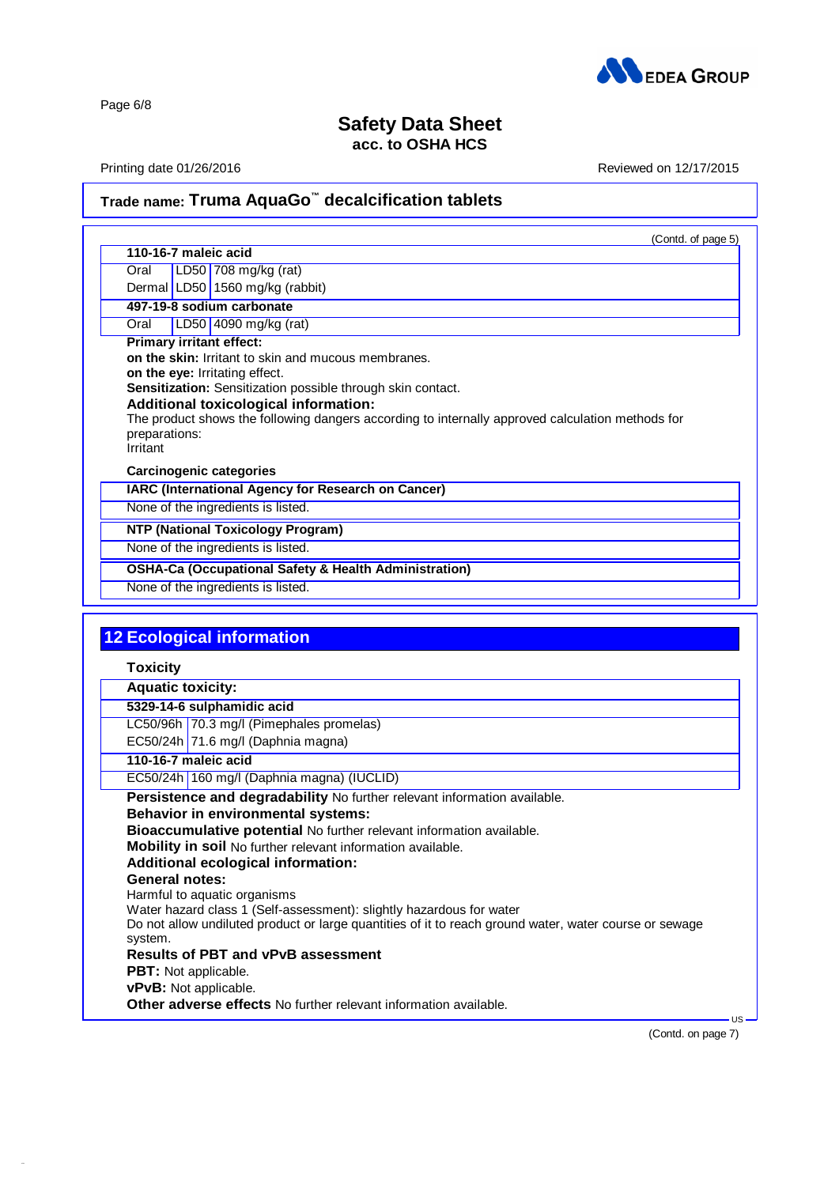## Trade name: Truma AquaGo™ decalcification tablets

(Contd. of page 5)

| **110-16-7 maleic acid** | | |
|---|---|---|
| Oral | LD50 | 708 mg/kg (rat) |
| Dermal | LD50 | 1560 mg/kg (rabbit) |
| **497-19-8 sodium carbonate** | | |
| Oral | LD50 | 4090 mg/kg (rat) |

**Primary irritant effect:**
**on the skin:** Irritant to skin and mucous membranes.
**on the eye:** Irritating effect.
**Sensitization:** Sensitization possible through skin contact.
**Additional toxicological information:**
The product shows the following dangers according to internally approved calculation methods for preparations:
Irritant

**Carcinogenic categories**

| **IARC (International Agency for Research on Cancer)** |
|---|
| None of the ingredients is listed. |

| **NTP (National Toxicology Program)** |
|---|
| None of the ingredients is listed. |

| **OSHA-Ca (Occupational Safety & Health Administration)** |
|---|
| None of the ingredients is listed. |

## 12 Ecological information

**Toxicity**

| **Aquatic toxicity:** | |
|---|---|
| **5329-14-6 sulphamidic acid** | |
| LC50/96h | 70.3 mg/l (Pimephales promelas) |
| EC50/24h | 71.6 mg/l (Daphnia magna) |
| **110-16-7 maleic acid** | |
| EC50/24h | 160 mg/l (Daphnia magna) (IUCLID) |

**Persistence and degradability** No further relevant information available.
**Behavior in environmental systems:**
**Bioaccumulative potential** No further relevant information available.
**Mobility in soil** No further relevant information available.
**Additional ecological information:**
**General notes:**
Harmful to aquatic organisms
Water hazard class 1 (Self-assessment): slightly hazardous for water
Do not allow undiluted product or large quantities of it to reach ground water, water course or sewage system.
**Results of PBT and vPvB assessment**
**PBT:** Not applicable.
**vPvB:** Not applicable.
**Other adverse effects** No further relevant information available.

(Contd. on page 7)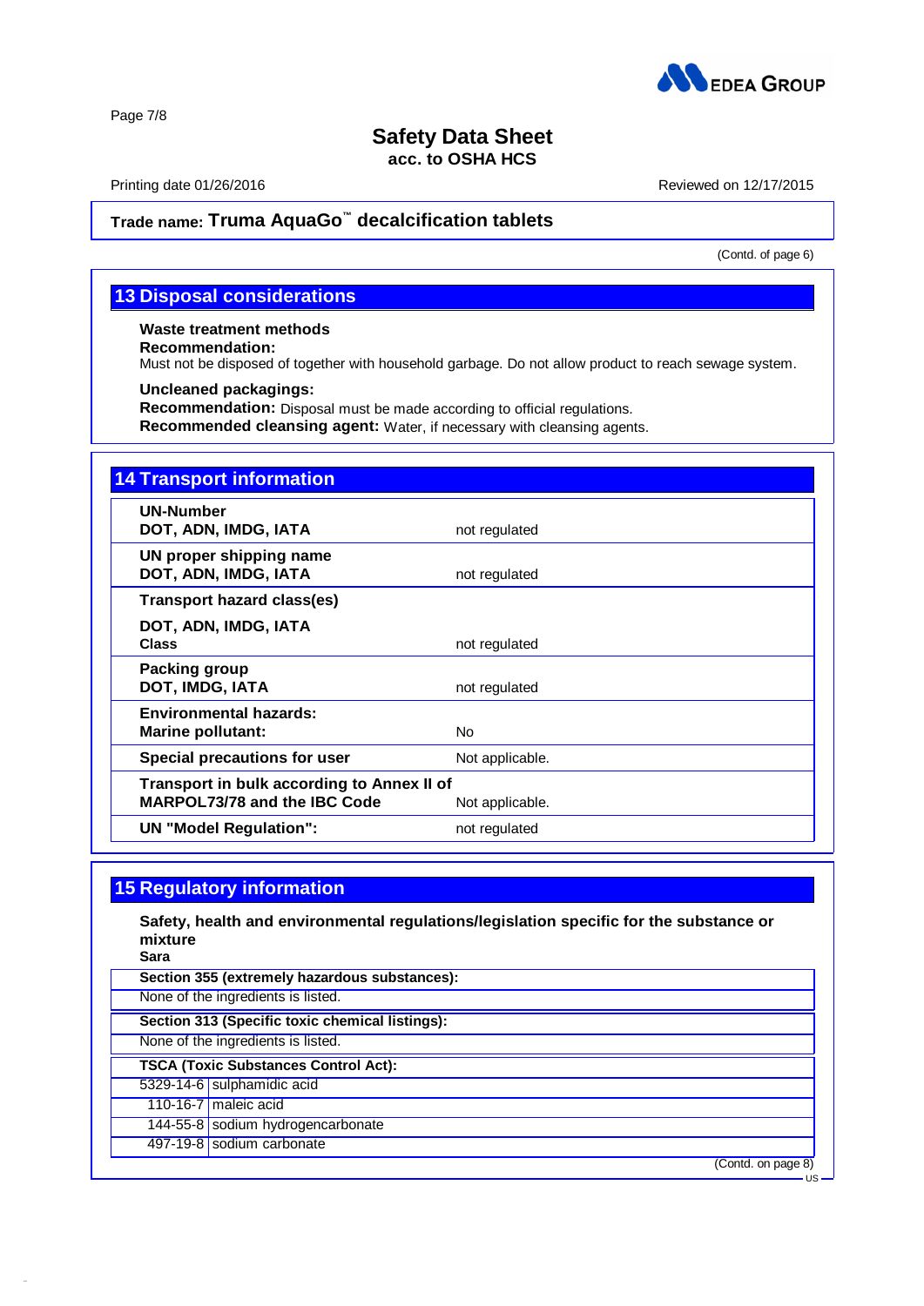**Safety Data Sheet**
**acc. to OSHA HCS**

Printing date 01/26/2016 Reviewed on 12/17/2015

**Trade name: Truma AquaGo™ decalcification tablets**

(Contd. of page 6)

## 13 Disposal considerations

**Waste treatment methods**
**Recommendation:**
Must not be disposed of together with household garbage. Do not allow product to reach sewage system.

**Uncleaned packagings:**
**Recommendation:** Disposal must be made according to official regulations.
**Recommended cleansing agent:** Water, if necessary with cleansing agents.

## 14 Transport information

| | |
|---|---|
| **UN-Number**<br>**DOT, ADN, IMDG, IATA** | not regulated |
| **UN proper shipping name**<br>**DOT, ADN, IMDG, IATA** | not regulated |
| **Transport hazard class(es)**<br>**DOT, ADN, IMDG, IATA**<br>**Class** | not regulated |
| **Packing group**<br>**DOT, IMDG, IATA** | not regulated |
| **Environmental hazards:**<br>**Marine pollutant:** | No |
| **Special precautions for user** | Not applicable. |
| **Transport in bulk according to Annex II of MARPOL73/78 and the IBC Code** | Not applicable. |
| **UN "Model Regulation":** | not regulated |

## 15 Regulatory information

**Safety, health and environmental regulations/legislation specific for the substance or mixture**
**Sara**

**Section 355 (extremely hazardous substances):**
None of the ingredients is listed.

**Section 313 (Specific toxic chemical listings):**
None of the ingredients is listed.

**TSCA (Toxic Substances Control Act):**

| | |
|---|---|
| 5329-14-6 | sulphamidic acid |
| 110-16-7 | maleic acid |
| 144-55-8 | sodium hydrogencarbonate |
| 497-19-8 | sodium carbonate |

(Contd. on page 8)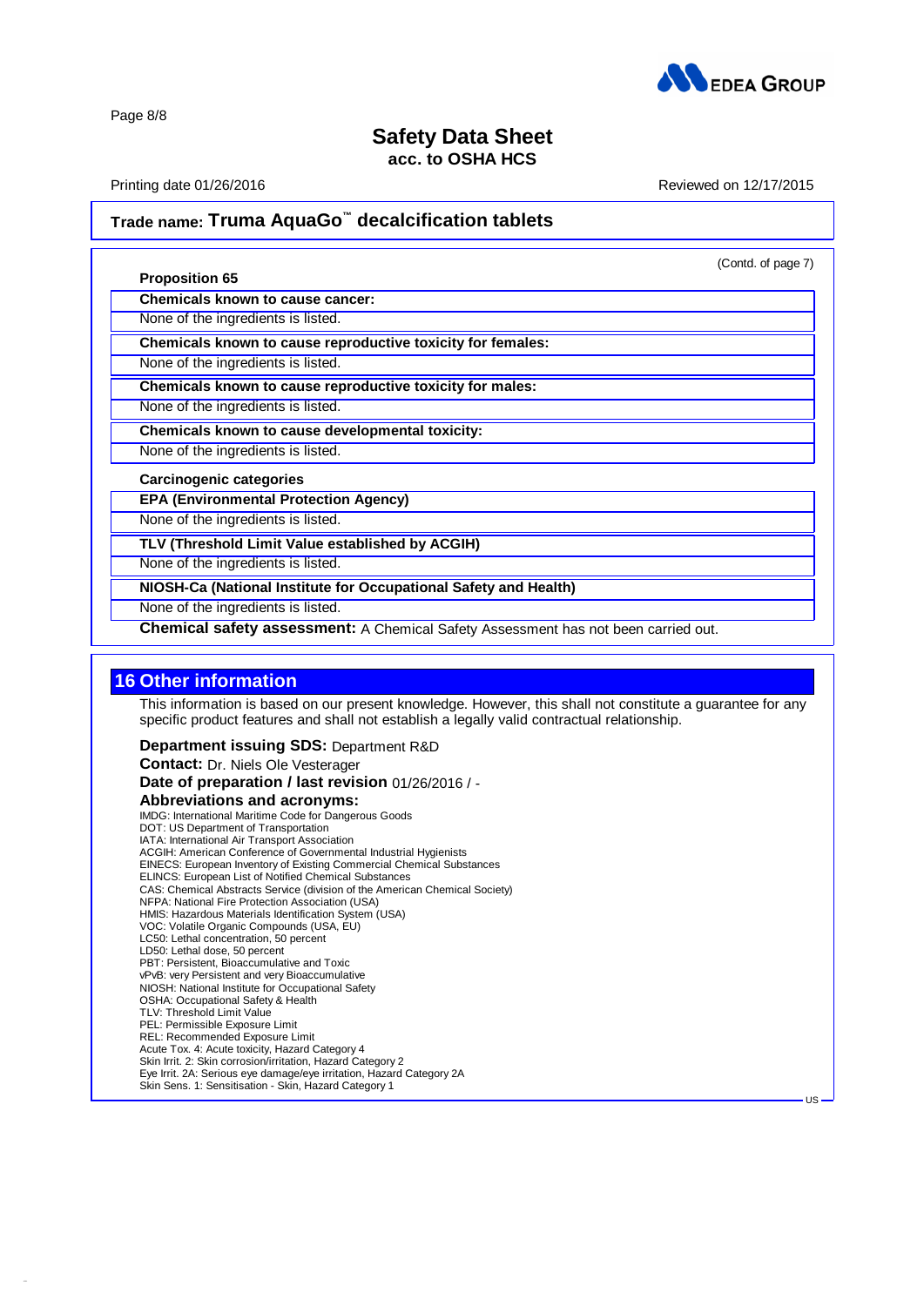## Trade name: Truma AquaGo™ decalcification tablets

(Contd. of page 7)

**Proposition 65**

**Chemicals known to cause cancer:**

None of the ingredients is listed.

**Chemicals known to cause reproductive toxicity for females:**

None of the ingredients is listed.

**Chemicals known to cause reproductive toxicity for males:**

None of the ingredients is listed.

**Chemicals known to cause developmental toxicity:**

None of the ingredients is listed.

**Carcinogenic categories**

**EPA (Environmental Protection Agency)**

None of the ingredients is listed.

**TLV (Threshold Limit Value established by ACGIH)**

None of the ingredients is listed.

**NIOSH-Ca (National Institute for Occupational Safety and Health)**

None of the ingredients is listed.

**Chemical safety assessment:** A Chemical Safety Assessment has not been carried out.

## 16 Other information

This information is based on our present knowledge. However, this shall not constitute a guarantee for any specific product features and shall not establish a legally valid contractual relationship.

**Department issuing SDS:** Department R&D

**Contact:** Dr. Niels Ole Vesterager

**Date of preparation / last revision** 01/26/2016 / -

**Abbreviations and acronyms:**

IMDG: International Maritime Code for Dangerous Goods
DOT: US Department of Transportation
IATA: International Air Transport Association
ACGIH: American Conference of Governmental Industrial Hygienists
EINECS: European Inventory of Existing Commercial Chemical Substances
ELINCS: European List of Notified Chemical Substances
CAS: Chemical Abstracts Service (division of the American Chemical Society)
NFPA: National Fire Protection Association (USA)
HMIS: Hazardous Materials Identification System (USA)
VOC: Volatile Organic Compounds (USA, EU)
LC50: Lethal concentration, 50 percent
LD50: Lethal dose, 50 percent
PBT: Persistent, Bioaccumulative and Toxic
vPvB: very Persistent and very Bioaccumulative
NIOSH: National Institute for Occupational Safety
OSHA: Occupational Safety & Health
TLV: Threshold Limit Value
PEL: Permissible Exposure Limit
REL: Recommended Exposure Limit
Acute Tox. 4: Acute toxicity, Hazard Category 4
Skin Irrit. 2: Skin corrosion/irritation, Hazard Category 2
Eye Irrit. 2A: Serious eye damage/eye irritation, Hazard Category 2A
Skin Sens. 1: Sensitisation - Skin, Hazard Category 1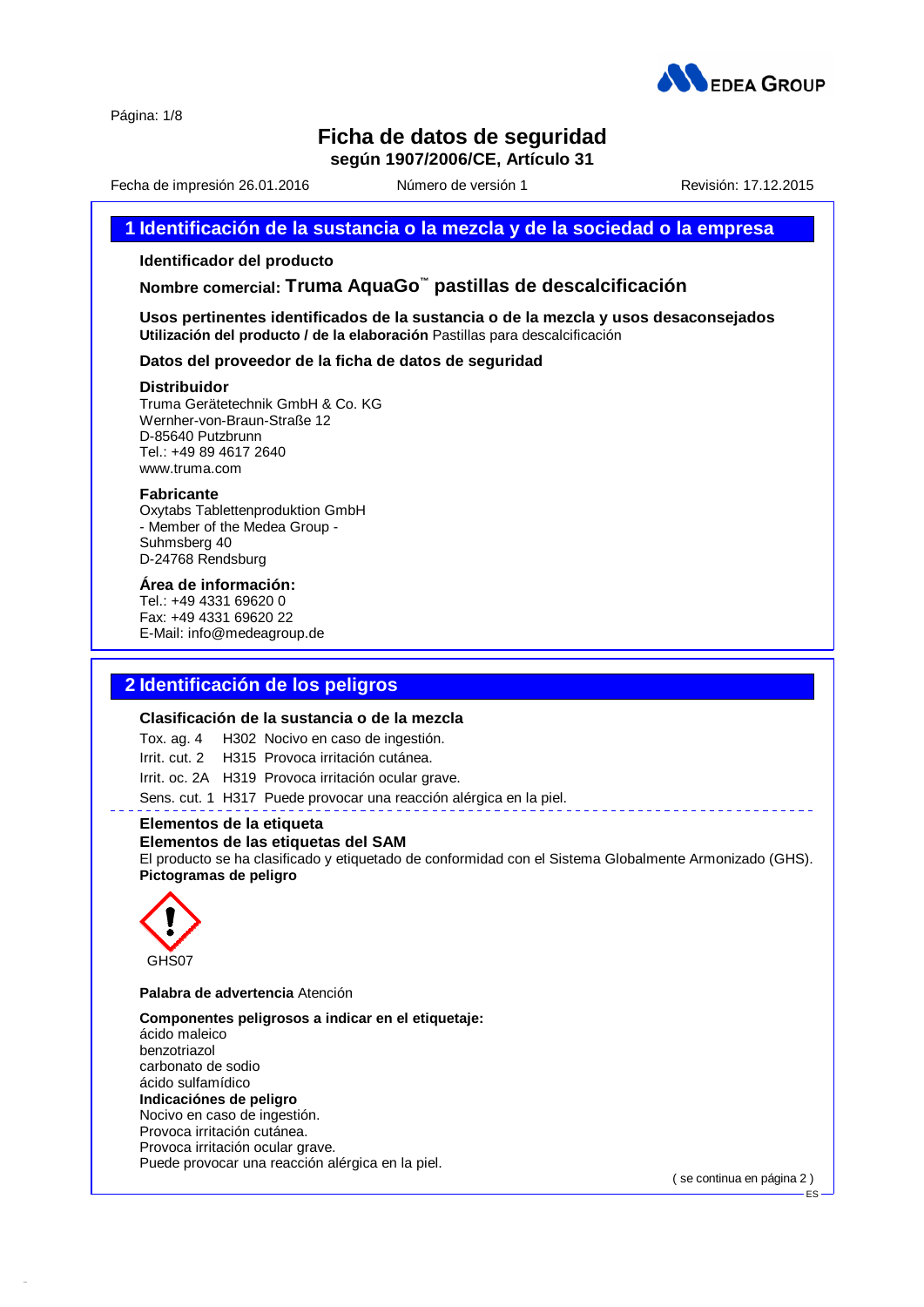# Ficha de datos de seguridad

**según 1907/2006/CE, Artículo 31**

Fecha de impresión 26.01.2016 Número de versión 1 Revisión: 17.12.2015

## 1 Identificación de la sustancia o la mezcla y de la sociedad o la empresa

**Identificador del producto**

**Nombre comercial: Truma AquaGo™ pastillas de descalcificación**

**Usos pertinentes identificados de la sustancia o de la mezcla y usos desaconsejados**
**Utilización del producto / de la elaboración** Pastillas para descalcificación

**Datos del proveedor de la ficha de datos de seguridad**

**Distribuidor**
Truma Gerätetechnik GmbH & Co. KG
Wernher-von-Braun-Straße 12
D-85640 Putzbrunn
Tel.: +49 89 4617 2640
www.truma.com

**Fabricante**
Oxytabs Tablettenproduktion GmbH
- Member of the Medea Group -
Suhmsberg 40
D-24768 Rendsburg

**Área de información:**
Tel.: +49 4331 69620 0
Fax: +49 4331 69620 22
E-Mail: info@medeagroup.de

## 2 Identificación de los peligros

**Clasificación de la sustancia o de la mezcla**

Tox. ag. 4 H302 Nocivo en caso de ingestión.
Irrit. cut. 2 H315 Provoca irritación cutánea.
Irrit. oc. 2A H319 Provoca irritación ocular grave.
Sens. cut. 1 H317 Puede provocar una reacción alérgica en la piel.

**Elementos de la etiqueta**
**Elementos de las etiquetas del SAM**
El producto se ha clasificado y etiquetado de conformidad con el Sistema Globalmente Armonizado (GHS).
**Pictogramas de peligro**

GHS07

**Palabra de advertencia** Atención

**Componentes peligrosos a indicar en el etiquetaje:**
ácido maleico
benzotriazol
carbonato de sodio
ácido sulfamídico
**Indicaciónes de peligro**
Nocivo en caso de ingestión.
Provoca irritación cutánea.
Provoca irritación ocular grave.
Puede provocar una reacción alérgica en la piel.

( se continua en página 2 )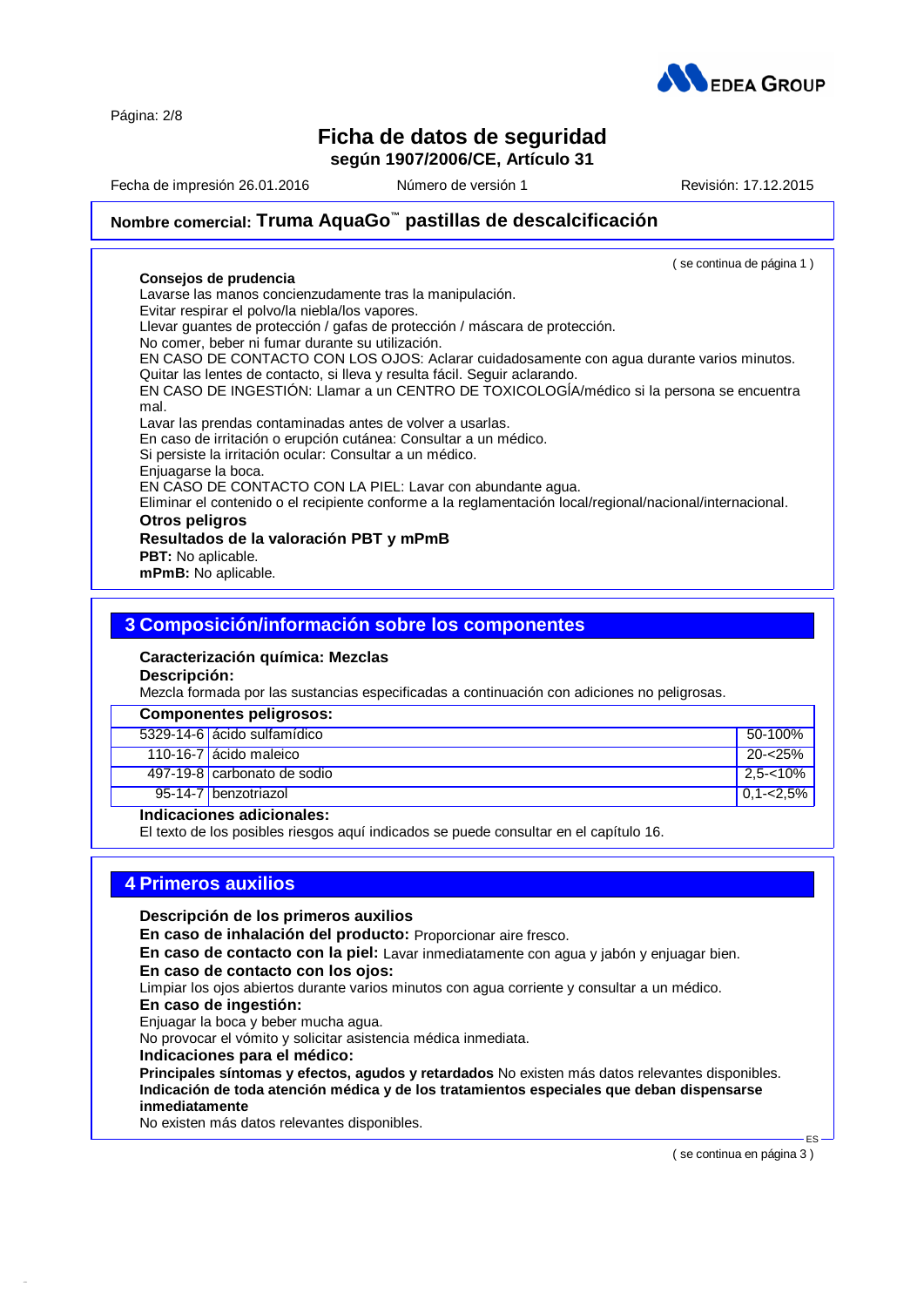# Ficha de datos de seguridad

**según 1907/2006/CE, Artículo 31**

Fecha de impresión 26.01.2016 Número de versión 1 Revisión: 17.12.2015

## Nombre comercial: Truma AquaGo™ pastillas de descalcificación

( se continua de página 1 )

**Consejos de prudencia**

Lavarse las manos concienzudamente tras la manipulación.
Evitar respirar el polvo/la niebla/los vapores.
Llevar guantes de protección / gafas de protección / máscara de protección.
No comer, beber ni fumar durante su utilización.
EN CASO DE CONTACTO CON LOS OJOS: Aclarar cuidadosamente con agua durante varios minutos. Quitar las lentes de contacto, si lleva y resulta fácil. Seguir aclarando.
EN CASO DE INGESTIÓN: Llamar a un CENTRO DE TOXICOLOGÍA/médico si la persona se encuentra mal.
Lavar las prendas contaminadas antes de volver a usarlas.
En caso de irritación o erupción cutánea: Consultar a un médico.
Si persiste la irritación ocular: Consultar a un médico.
Enjuagarse la boca.
EN CASO DE CONTACTO CON LA PIEL: Lavar con abundante agua.
Eliminar el contenido o el recipiente conforme a la reglamentación local/regional/nacional/internacional.

**Otros peligros**

**Resultados de la valoración PBT y mPmB**

**PBT:** No aplicable.
**mPmB:** No aplicable.

## 3 Composición/información sobre los componentes

**Caracterización química: Mezclas**

**Descripción:**
Mezcla formada por las sustancias especificadas a continuación con adiciones no peligrosas.

| **Componentes peligrosos:** | | |
|---|---|---|
| 5329-14-6 | ácido sulfamídico | 50-100% |
| 110-16-7 | ácido maleico | 20-<25% |
| 497-19-8 | carbonato de sodio | 2,5-<10% |
| 95-14-7 | benzotriazol | 0,1-<2,5% |

**Indicaciones adicionales:**
El texto de los posibles riesgos aquí indicados se puede consultar en el capítulo 16.

## 4 Primeros auxilios

**Descripción de los primeros auxilios**

**En caso de inhalación del producto:** Proporcionar aire fresco.

**En caso de contacto con la piel:** Lavar inmediatamente con agua y jabón y enjuagar bien.

**En caso de contacto con los ojos:**
Limpiar los ojos abiertos durante varios minutos con agua corriente y consultar a un médico.

**En caso de ingestión:**
Enjuagar la boca y beber mucha agua.
No provocar el vómito y solicitar asistencia médica inmediata.

**Indicaciones para el médico:**

**Principales síntomas y efectos, agudos y retardados** No existen más datos relevantes disponibles.

**Indicación de toda atención médica y de los tratamientos especiales que deban dispensarse inmediatamente**
No existen más datos relevantes disponibles.

( se continua en página 3 )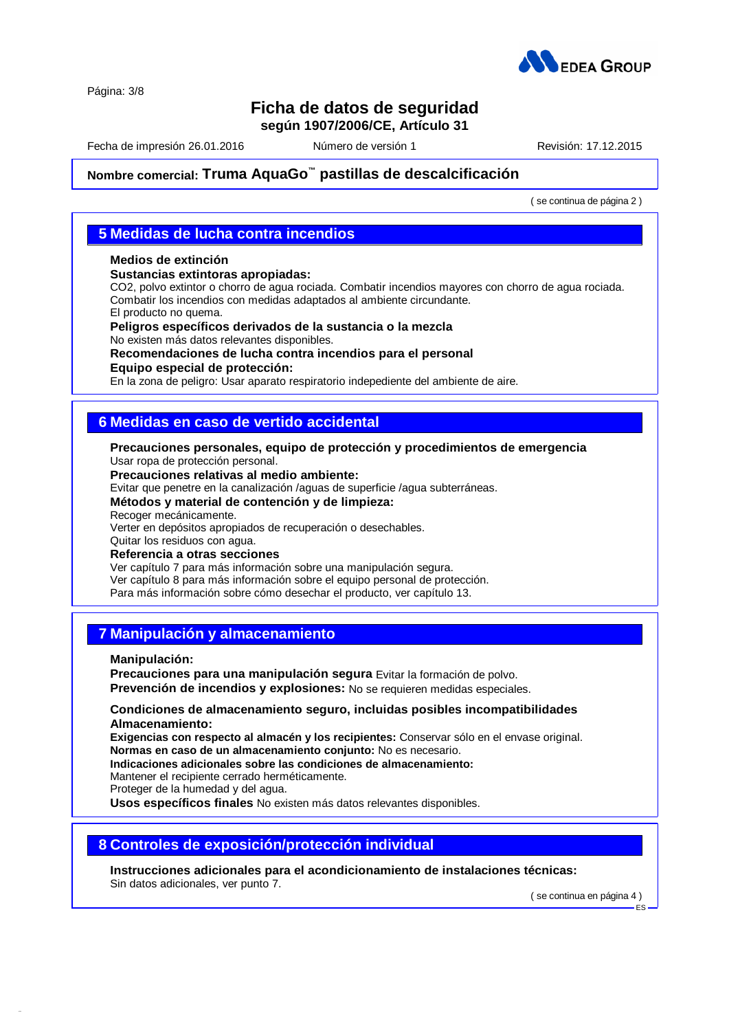Nombre comercial: **Truma AquaGo™ pastillas de descalcificación**

( se continua de página 2 )

## 5 Medidas de lucha contra incendios

**Medios de extinción**
**Sustancias extintoras apropiadas:**
$CO_2$, polvo extintor o chorro de agua rociada. Combatir incendios mayores con chorro de agua rociada.
Combatir los incendios con medidas adaptados al ambiente circundante.
El producto no quema.
**Peligros específicos derivados de la sustancia o la mezcla**
No existen más datos relevantes disponibles.
**Recomendaciones de lucha contra incendios para el personal**
**Equipo especial de protección:**
En la zona de peligro: Usar aparato respiratorio indepediente del ambiente de aire.

## 6 Medidas en caso de vertido accidental

**Precauciones personales, equipo de protección y procedimientos de emergencia**
Usar ropa de protección personal.
**Precauciones relativas al medio ambiente:**
Evitar que penetre en la canalización /aguas de superficie /agua subterráneas.
**Métodos y material de contención y de limpieza:**
Recoger mecánicamente.
Verter en depósitos apropiados de recuperación o desechables.
Quitar los residuos con agua.
**Referencia a otras secciones**
Ver capítulo 7 para más información sobre una manipulación segura.
Ver capítulo 8 para más información sobre el equipo personal de protección.
Para más información sobre cómo desechar el producto, ver capítulo 13.

## 7 Manipulación y almacenamiento

**Manipulación:**
**Precauciones para una manipulación segura** Evitar la formación de polvo.
**Prevención de incendios y explosiones:** No se requieren medidas especiales.

**Condiciones de almacenamiento seguro, incluidas posibles incompatibilidades**
**Almacenamiento:**
**Exigencias con respecto al almacén y los recipientes:** Conservar sólo en el envase original.
**Normas en caso de un almacenamiento conjunto:** No es necesario.
**Indicaciones adicionales sobre las condiciones de almacenamiento:**
Mantener el recipiente cerrado herméticamente.
Proteger de la humedad y del agua.
**Usos específicos finales** No existen más datos relevantes disponibles.

## 8 Controles de exposición/protección individual

**Instrucciones adicionales para el acondicionamiento de instalaciones técnicas:**
Sin datos adicionales, ver punto 7.

( se continua en página 4 )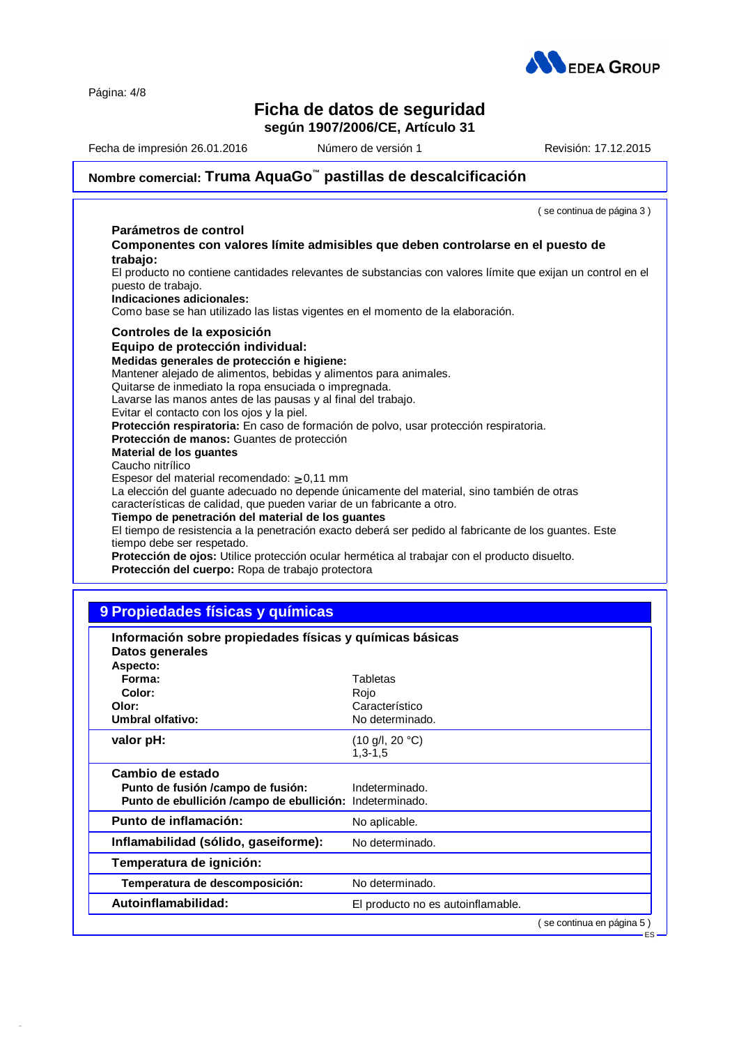**Nombre comercial: Truma AquaGo™ pastillas de descalcificación**

( se continua de página 3 )

**Parámetros de control**

**Componentes con valores límite admisibles que deben controlarse en el puesto de trabajo:**
El producto no contiene cantidades relevantes de substancias con valores límite que exijan un control en el puesto de trabajo.

**Indicaciones adicionales:**
Como base se han utilizado las listas vigentes en el momento de la elaboración.

**Controles de la exposición**

**Equipo de protección individual:**

**Medidas generales de protección e higiene:**
Mantener alejado de alimentos, bebidas y alimentos para animales.
Quitarse de inmediato la ropa ensuciada o impregnada.
Lavarse las manos antes de las pausas y al final del trabajo.
Evitar el contacto con los ojos y la piel.

**Protección respiratoria:** En caso de formación de polvo, usar protección respiratoria.

**Protección de manos:** Guantes de protección

**Material de los guantes**
Caucho nitrílico
Espesor del material recomendado: $\geq$0,11 mm
La elección del guante adecuado no depende únicamente del material, sino también de otras características de calidad, que pueden variar de un fabricante a otro.

**Tiempo de penetración del material de los guantes**
El tiempo de resistencia a la penetración exacto deberá ser pedido al fabricante de los guantes. Este tiempo debe ser respetado.

**Protección de ojos:** Utilice protección ocular hermética al trabajar con el producto disuelto.

**Protección del cuerpo:** Ropa de trabajo protectora

## 9 Propiedades físicas y químicas

**Información sobre propiedades físicas y químicas básicas**

**Datos generales**

| | |
|---|---|
| **Aspecto:** | |
| **Forma:** | Tabletas |
| **Color:** | Rojo |
| **Olor:** | Característico |
| **Umbral olfativo:** | No determinado. |
| **valor pH:** | (10 g/l, 20 °C) 1,3-1,5 |
| **Cambio de estado** | |
| **Punto de fusión /campo de fusión:** | Indeterminado. |
| **Punto de ebullición /campo de ebullición:** | Indeterminado. |
| **Punto de inflamación:** | No aplicable. |
| **Inflamabilidad (sólido, gaseiforme):** | No determinado. |
| **Temperatura de ignición:** | |
| **Temperatura de descomposición:** | No determinado. |
| **Autoinflamabilidad:** | El producto no es autoinflamable. |

( se continua en página 5 )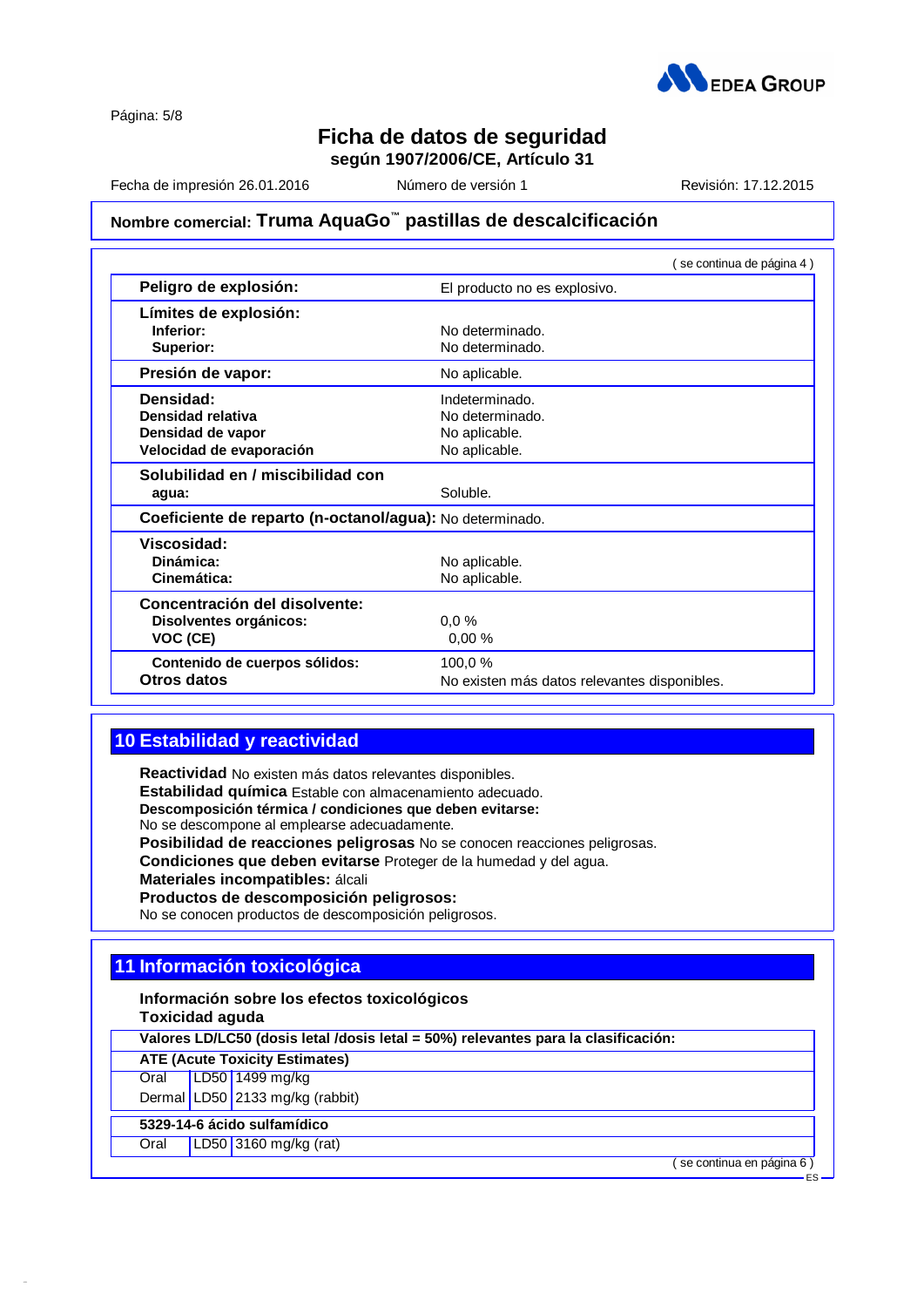# Ficha de datos de seguridad
**según 1907/2006/CE, Artículo 31**

Fecha de impresión 26.01.2016 Número de versión 1 Revisión: 17.12.2015

**Nombre comercial: Truma AquaGo™ pastillas de descalcificación**

( se continua de página 4 )

| | |
|---|---|
| **Peligro de explosión:** | El producto no es explosivo. |
| **Límites de explosión:** | |
| **Inferior:** | No determinado. |
| **Superior:** | No determinado. |
| **Presión de vapor:** | No aplicable. |
| **Densidad:** | Indeterminado. |
| **Densidad relativa** | No determinado. |
| **Densidad de vapor** | No aplicable. |
| **Velocidad de evaporación** | No aplicable. |
| **Solubilidad en / miscibilidad con agua:** | Soluble. |
| **Coeficiente de reparto (n-octanol/agua):** | No determinado. |
| **Viscosidad:** | |
| **Dinámica:** | No aplicable. |
| **Cinemática:** | No aplicable. |
| **Concentración del disolvente:** | |
| **Disolventes orgánicos:** | 0,0 % |
| **VOC (CE)** | 0,00 % |
| **Contenido de cuerpos sólidos:** | 100,0 % |
| **Otros datos** | No existen más datos relevantes disponibles. |

## 10 Estabilidad y reactividad

**Reactividad** No existen más datos relevantes disponibles.
**Estabilidad química** Estable con almacenamiento adecuado.
**Descomposición térmica / condiciones que deben evitarse:**
No se descompone al emplearse adecuadamente.
**Posibilidad de reacciones peligrosas** No se conocen reacciones peligrosas.
**Condiciones que deben evitarse** Proteger de la humedad y del agua.
**Materiales incompatibles:** álcali
**Productos de descomposición peligrosos:**
No se conocen productos de descomposición peligrosos.

## 11 Información toxicológica

**Información sobre los efectos toxicológicos**
**Toxicidad aguda**

**Valores LD/LC50 (dosis letal /dosis letal = 50%) relevantes para la clasificación:**

| **ATE (Acute Toxicity Estimates)** | | |
|---|---|---|
| Oral | LD50 | 1499 mg/kg |
| Dermal | LD50 | 2133 mg/kg (rabbit) |
| **5329-14-6 ácido sulfamídico** | | |
| Oral | LD50 | 3160 mg/kg (rat) |

( se continua en página 6 )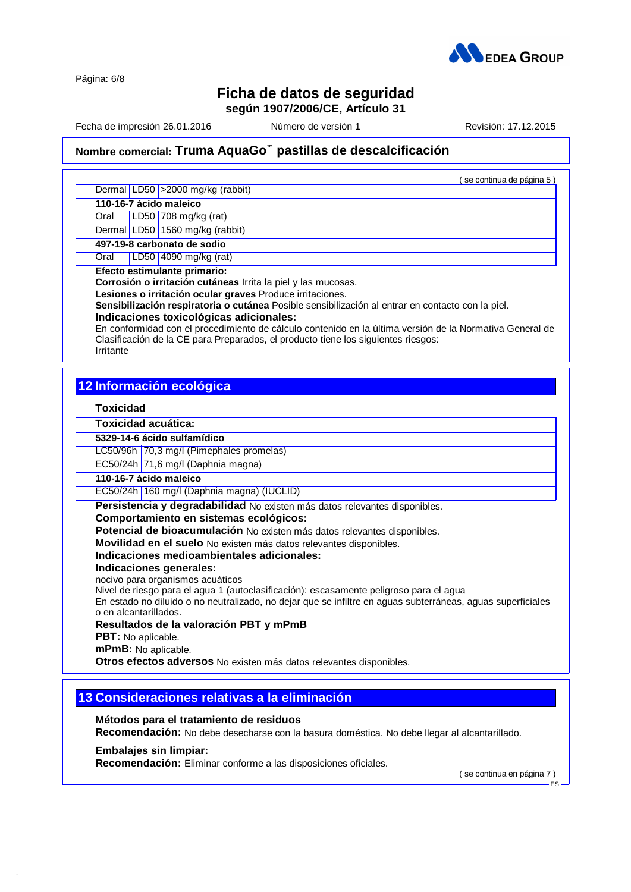## Nombre comercial: Truma AquaGo™ pastillas de descalcificación

( se continua de página 5 )

| | | |
|---|---|---|
| Dermal | LD50 | >2000 mg/kg (rabbit) |
| **110-16-7 ácido maleico** | | |
| Oral | LD50 | 708 mg/kg (rat) |
| Dermal | LD50 | 1560 mg/kg (rabbit) |
| **497-19-8 carbonato de sodio** | | |
| Oral | LD50 | 4090 mg/kg (rat) |

**Efecto estimulante primario:**
**Corrosión o irritación cutáneas** Irrita la piel y las mucosas.
**Lesiones o irritación ocular graves** Produce irritaciones.
**Sensibilización respiratoria o cutánea** Posible sensibilización al entrar en contacto con la piel.
**Indicaciones toxicológicas adicionales:**
En conformidad con el procedimiento de cálculo contenido en la última versión de la Normativa General de Clasificación de la CE para Preparados, el producto tiene los siguientes riesgos:
Irritante

## 12 Información ecológica

**Toxicidad**

| **Toxicidad acuática:** | |
|---|---|
| **5329-14-6 ácido sulfamídico** | |
| LC50/96h | 70,3 mg/l (Pimephales promelas) |
| EC50/24h | 71,6 mg/l (Daphnia magna) |
| **110-16-7 ácido maleico** | |
| EC50/24h | 160 mg/l (Daphnia magna) (IUCLID) |

**Persistencia y degradabilidad** No existen más datos relevantes disponibles.
**Comportamiento en sistemas ecológicos:**
**Potencial de bioacumulación** No existen más datos relevantes disponibles.
**Movilidad en el suelo** No existen más datos relevantes disponibles.
**Indicaciones medioambientales adicionales:**
**Indicaciones generales:**
nocivo para organismos acuáticos
Nivel de riesgo para el agua 1 (autoclasificación): escasamente peligroso para el agua
En estado no diluido o no neutralizado, no dejar que se infiltre en aguas subterráneas, aguas superficiales o en alcantarillados.
**Resultados de la valoración PBT y mPmB**
**PBT:** No aplicable.
**mPmB:** No aplicable.
**Otros efectos adversos** No existen más datos relevantes disponibles.

## 13 Consideraciones relativas a la eliminación

**Métodos para el tratamiento de residuos**
**Recomendación:** No debe desecharse con la basura doméstica. No debe llegar al alcantarillado.

**Embalajes sin limpiar:**
**Recomendación:** Eliminar conforme a las disposiciones oficiales.

( se continua en página 7 )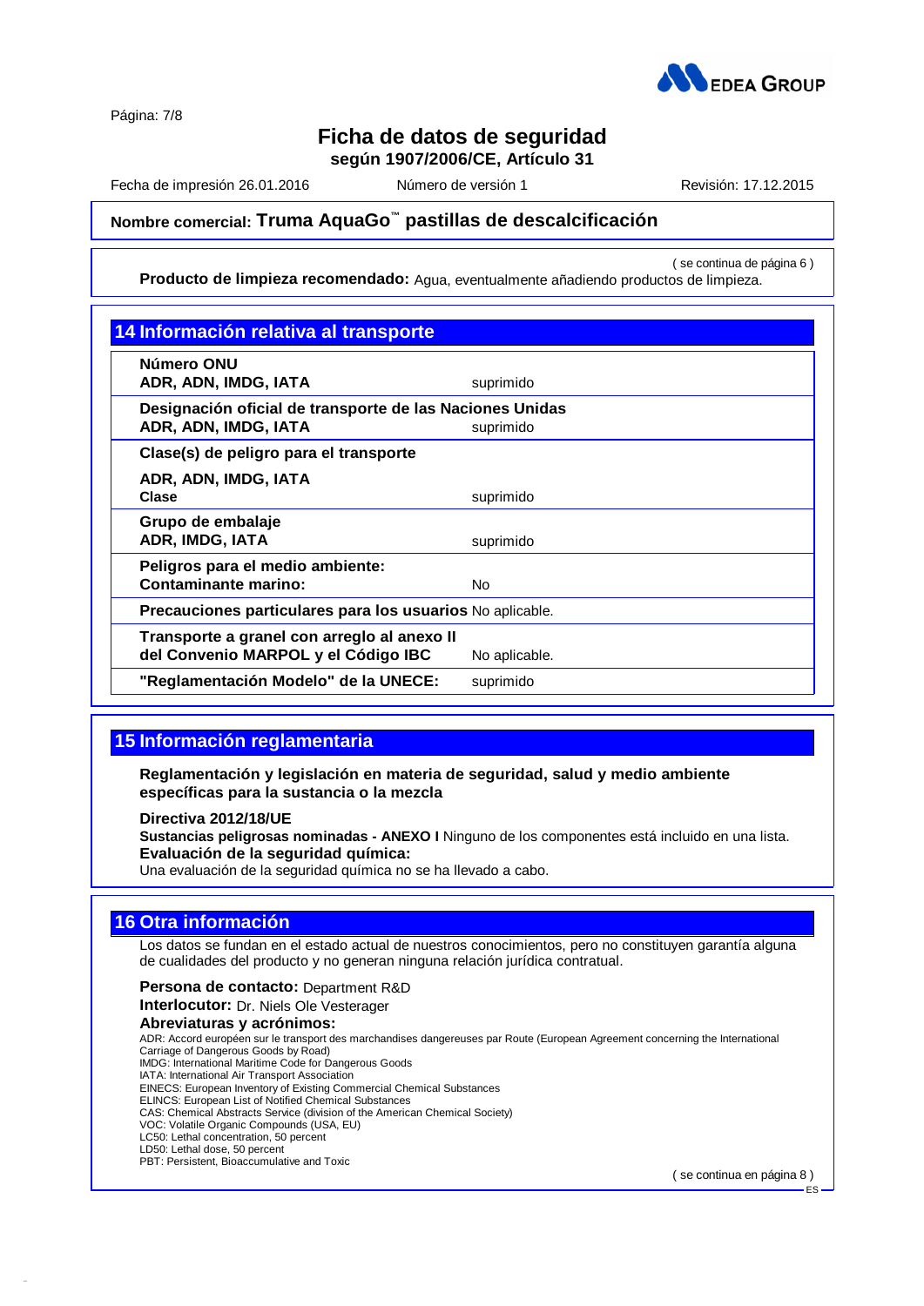**Nombre comercial: Truma AquaGo™ pastillas de descalcificación**

( se continua de página 6 )

**Producto de limpieza recomendado:** Agua, eventualmente añadiendo productos de limpieza.

## 14 Información relativa al transporte

| | |
|---|---|
| **Número ONU**<br>**ADR, ADN, IMDG, IATA** | suprimido |
| **Designación oficial de transporte de las Naciones Unidas**<br>**ADR, ADN, IMDG, IATA** | suprimido |
| **Clase(s) de peligro para el transporte**<br>**ADR, ADN, IMDG, IATA**<br>**Clase** | suprimido |
| **Grupo de embalaje**<br>**ADR, IMDG, IATA** | suprimido |
| **Peligros para el medio ambiente:**<br>**Contaminante marino:** | No |
| **Precauciones particulares para los usuarios** | No aplicable. |
| **Transporte a granel con arreglo al anexo II del Convenio MARPOL y el Código IBC** | No aplicable. |
| **"Reglamentación Modelo" de la UNECE:** | suprimido |

## 15 Información reglamentaria

**Reglamentación y legislación en materia de seguridad, salud y medio ambiente específicas para la sustancia o la mezcla**

**Directiva 2012/18/UE**

**Sustancias peligrosas nominadas - ANEXO I** Ninguno de los componentes está incluido en una lista.

**Evaluación de la seguridad química:**

Una evaluación de la seguridad química no se ha llevado a cabo.

## 16 Otra información

Los datos se fundan en el estado actual de nuestros conocimientos, pero no constituyen garantía alguna de cualidades del producto y no generan ninguna relación jurídica contratual.

**Persona de contacto:** Department R&D

**Interlocutor:** Dr. Niels Ole Vesterager

**Abreviaturas y acrónimos:**

ADR: Accord européen sur le transport des marchandises dangereuses par Route (European Agreement concerning the International Carriage of Dangerous Goods by Road)
IMDG: International Maritime Code for Dangerous Goods
IATA: International Air Transport Association
EINECS: European Inventory of Existing Commercial Chemical Substances
ELINCS: European List of Notified Chemical Substances
CAS: Chemical Abstracts Service (division of the American Chemical Society)
VOC: Volatile Organic Compounds (USA, EU)
LC50: Lethal concentration, 50 percent
LD50: Lethal dose, 50 percent
PBT: Persistent, Bioaccumulative and Toxic

( se continua en página 8 )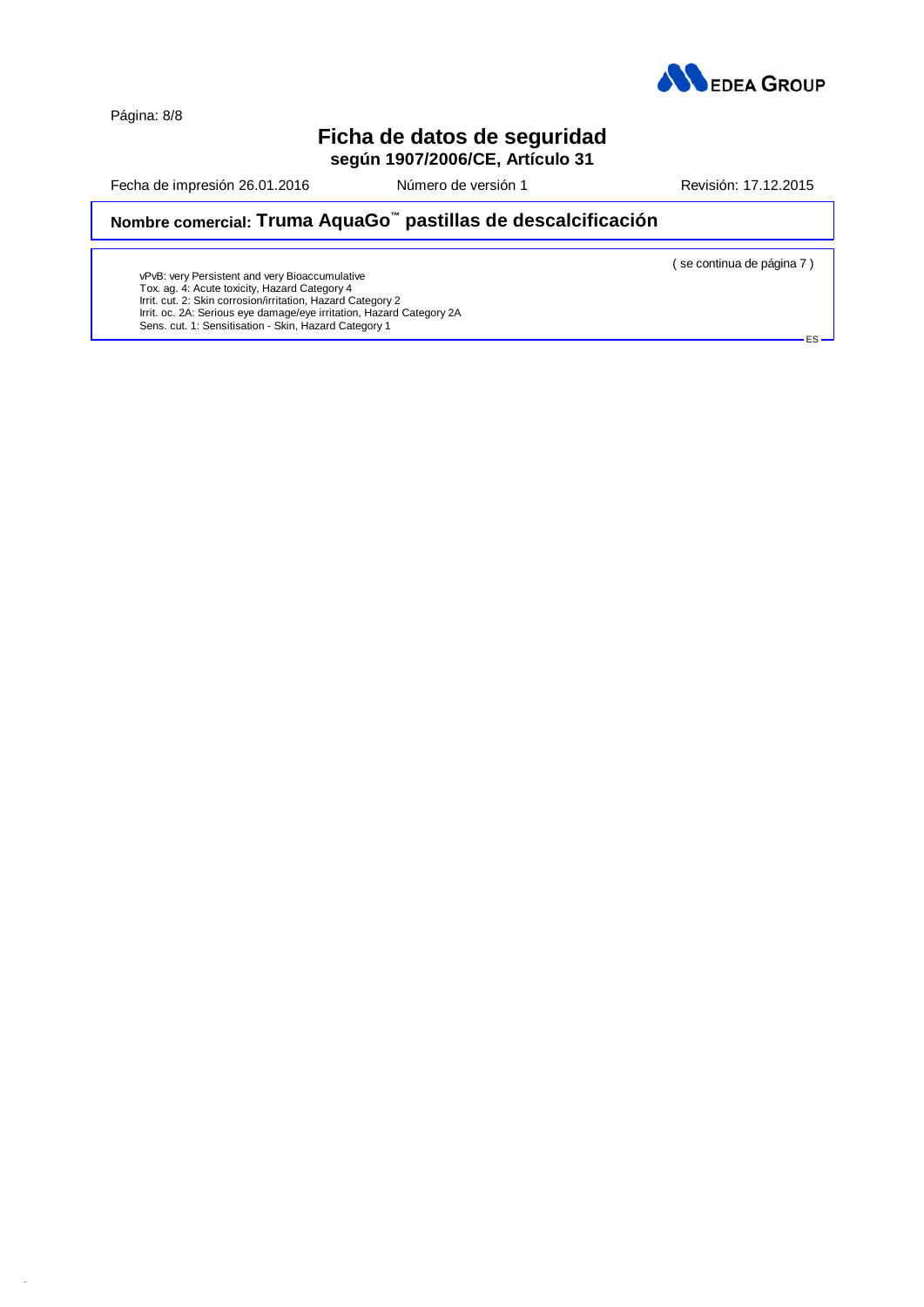( se continua de página 7 )

vPvB: very Persistent and very Bioaccumulative
Tox. ag. 4: Acute toxicity, Hazard Category 4
Irrit. cut. 2: Skin corrosion/irritation, Hazard Category 2
Irrit. oc. 2A: Serious eye damage/eye irritation, Hazard Category 2A
Sens. cut. 1: Sensitisation - Skin, Hazard Category 1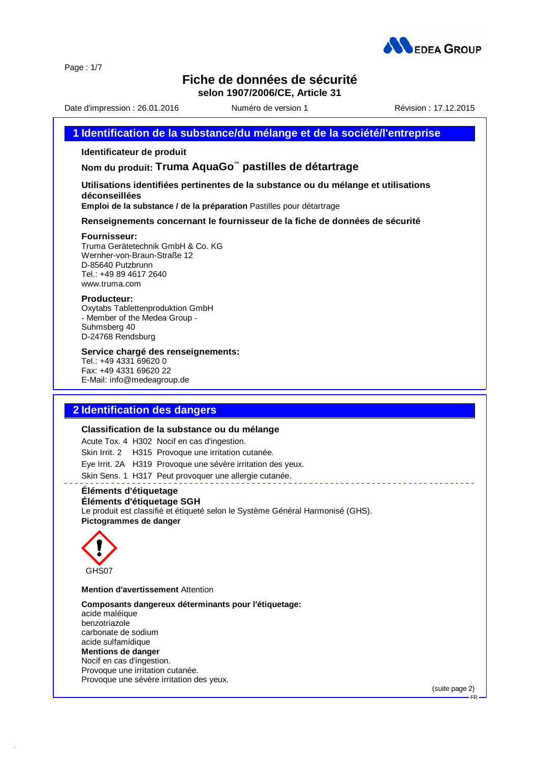# Fiche de données de sécurité

**selon 1907/2006/CE, Article 31**

Date d'impression : 26.01.2016 | Numéro de version 1 | Révision : 17.12.2015

## 1 Identification de la substance/du mélange et de la société/l'entreprise

**Identificateur de produit**

**Nom du produit: Truma AquaGo™ pastilles de détartrage**

**Utilisations identifiées pertinentes de la substance ou du mélange et utilisations déconseillées**

**Emploi de la substance / de la préparation** Pastilles pour détartrage

**Renseignements concernant le fournisseur de la fiche de données de sécurité**

**Fournisseur:**
Truma Gerätetechnik GmbH & Co. KG
Wernher-von-Braun-Straße 12
D-85640 Putzbrunn
Tel.: +49 89 4617 2640
www.truma.com

**Producteur:**
Oxytabs Tablettenproduktion GmbH
- Member of the Medea Group -
Suhmsberg 40
D-24768 Rendsburg

**Service chargé des renseignements:**
Tel.: +49 4331 69620 0
Fax: +49 4331 69620 22
E-Mail: info@medeagroup.de

## 2 Identification des dangers

**Classification de la substance ou du mélange**

Acute Tox. 4 H302 Nocif en cas d'ingestion.
Skin Irrit. 2 H315 Provoque une irritation cutanée.
Eye Irrit. 2A H319 Provoque une sévère irritation des yeux.
Skin Sens. 1 H317 Peut provoquer une allergie cutanée.

**Éléments d'étiquetage**

**Éléments d'étiquetage SGH**

Le produit est classifié et étiqueté selon le Système Général Harmonisé (GHS).

**Pictogrammes de danger**

GHS07

**Mention d'avertissement** Attention

**Composants dangereux déterminants pour l'étiquetage:**
acide maléique
benzotriazole
carbonate de sodium
acide sulfamidique

**Mentions de danger**
Nocif en cas d'ingestion.
Provoque une irritation cutanée.
Provoque une sévère irritation des yeux.

(suite page 2)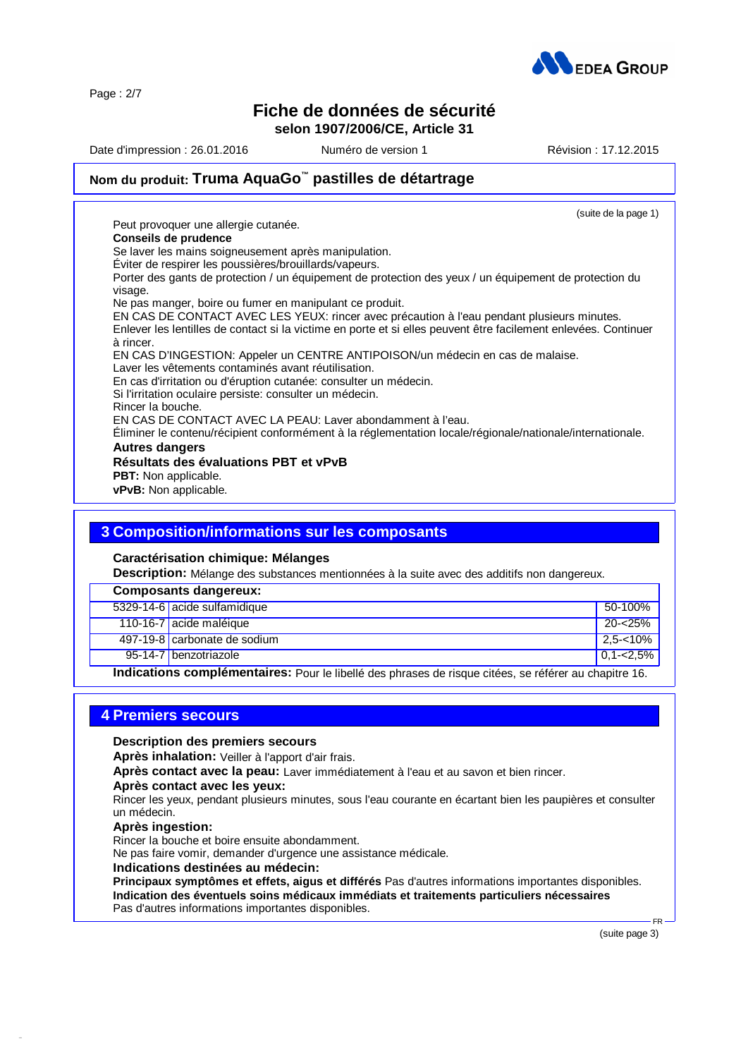# Fiche de données de sécurité
**selon 1907/2006/CE, Article 31**

Date d'impression : 26.01.2016 Numéro de version 1 Révision : 17.12.2015

## Nom du produit: Truma AquaGo™ pastilles de détartrage

(suite de la page 1)

Peut provoquer une allergie cutanée.

**Conseils de prudence**

Se laver les mains soigneusement après manipulation.
Éviter de respirer les poussières/brouillards/vapeurs.
Porter des gants de protection / un équipement de protection des yeux / un équipement de protection du visage.
Ne pas manger, boire ou fumer en manipulant ce produit.
EN CAS DE CONTACT AVEC LES YEUX: rincer avec précaution à l'eau pendant plusieurs minutes. Enlever les lentilles de contact si la victime en porte et si elles peuvent être facilement enlevées. Continuer à rincer.
EN CAS D'INGESTION: Appeler un CENTRE ANTIPOISON/un médecin en cas de malaise.
Laver les vêtements contaminés avant réutilisation.
En cas d'irritation ou d'éruption cutanée: consulter un médecin.
Si l'irritation oculaire persiste: consulter un médecin.
Rincer la bouche.
EN CAS DE CONTACT AVEC LA PEAU: Laver abondamment à l'eau.
Éliminer le contenu/récipient conformément à la réglementation locale/régionale/nationale/internationale.

**Autres dangers**

**Résultats des évaluations PBT et vPvB**

**PBT:** Non applicable.
**vPvB:** Non applicable.

## 3 Composition/informations sur les composants

**Caractérisation chimique: Mélanges**

**Description:** Mélange des substances mentionnées à la suite avec des additifs non dangereux.

| Composants dangereux: | | |
|---|---|---|
| 5329-14-6 | acide sulfamidique | 50-100% |
| 110-16-7 | acide maléique | 20-<25% |
| 497-19-8 | carbonate de sodium | 2,5-<10% |
| 95-14-7 | benzotriazole | 0,1-<2,5% |

**Indications complémentaires:** Pour le libellé des phrases de risque citées, se référer au chapitre 16.

## 4 Premiers secours

**Description des premiers secours**

**Après inhalation:** Veiller à l'apport d'air frais.

**Après contact avec la peau:** Laver immédiatement à l'eau et au savon et bien rincer.

**Après contact avec les yeux:**
Rincer les yeux, pendant plusieurs minutes, sous l'eau courante en écartant bien les paupières et consulter un médecin.

**Après ingestion:**
Rincer la bouche et boire ensuite abondamment.
Ne pas faire vomir, demander d'urgence une assistance médicale.

**Indications destinées au médecin:**

**Principaux symptômes et effets, aigus et différés** Pas d'autres informations importantes disponibles.

**Indication des éventuels soins médicaux immédiats et traitements particuliers nécessaires**
Pas d'autres informations importantes disponibles.

(suite page 3)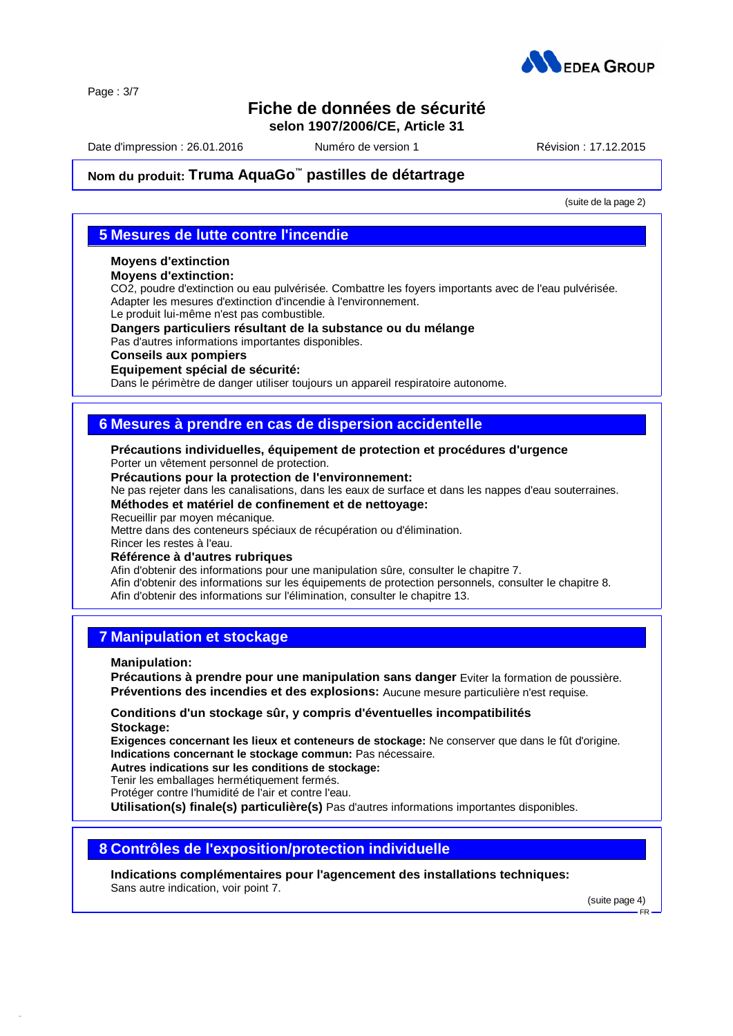**Nom du produit: Truma AquaGo™ pastilles de détartrage**

(suite de la page 2)

## 5 Mesures de lutte contre l'incendie

**Moyens d'extinction**

**Moyens d'extinction:**

$CO_2$, poudre d'extinction ou eau pulvérisée. Combattre les foyers importants avec de l'eau pulvérisée.
Adapter les mesures d'extinction d'incendie à l'environnement.
Le produit lui-même n'est pas combustible.

**Dangers particuliers résultant de la substance ou du mélange**

Pas d'autres informations importantes disponibles.

**Conseils aux pompiers**

**Equipement spécial de sécurité:**

Dans le périmètre de danger utiliser toujours un appareil respiratoire autonome.

## 6 Mesures à prendre en cas de dispersion accidentelle

**Précautions individuelles, équipement de protection et procédures d'urgence**

Porter un vêtement personnel de protection.

**Précautions pour la protection de l'environnement:**

Ne pas rejeter dans les canalisations, dans les eaux de surface et dans les nappes d'eau souterraines.

**Méthodes et matériel de confinement et de nettoyage:**

Recueillir par moyen mécanique.
Mettre dans des conteneurs spéciaux de récupération ou d'élimination.
Rincer les restes à l'eau.

**Référence à d'autres rubriques**

Afin d'obtenir des informations pour une manipulation sûre, consulter le chapitre 7.
Afin d'obtenir des informations sur les équipements de protection personnels, consulter le chapitre 8.
Afin d'obtenir des informations sur l'élimination, consulter le chapitre 13.

## 7 Manipulation et stockage

**Manipulation:**

**Précautions à prendre pour une manipulation sans danger** Eviter la formation de poussière.

**Préventions des incendies et des explosions:** Aucune mesure particulière n'est requise.

**Conditions d'un stockage sûr, y compris d'éventuelles incompatibilités**

**Stockage:**

**Exigences concernant les lieux et conteneurs de stockage:** Ne conserver que dans le fût d'origine.

**Indications concernant le stockage commun:** Pas nécessaire.

**Autres indications sur les conditions de stockage:**

Tenir les emballages hermétiquement fermés.
Protéger contre l'humidité de l'air et contre l'eau.

**Utilisation(s) finale(s) particulière(s)** Pas d'autres informations importantes disponibles.

## 8 Contrôles de l'exposition/protection individuelle

**Indications complémentaires pour l'agencement des installations techniques:**

Sans autre indication, voir point 7.

(suite page 4)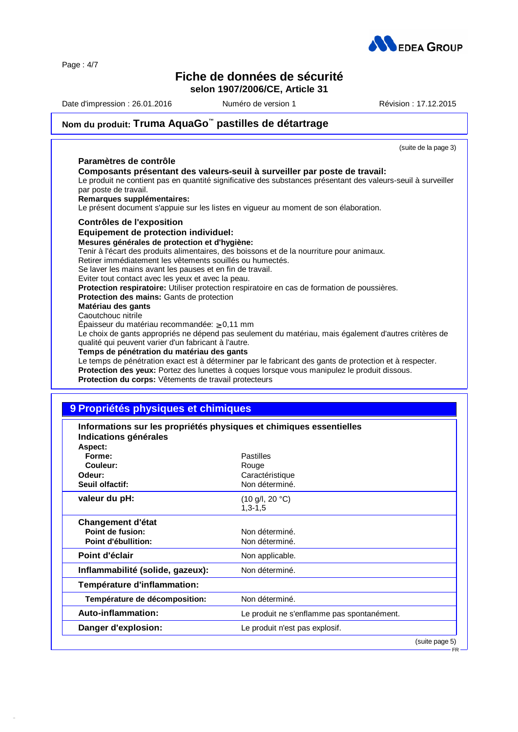## Nom du produit: Truma AquaGo™ pastilles de détartrage

(suite de la page 3)

**Paramètres de contrôle**

**Composants présentant des valeurs-seuil à surveiller par poste de travail:**
Le produit ne contient pas en quantité significative des substances présentant des valeurs-seuil à surveiller par poste de travail.

**Remarques supplémentaires:**
Le présent document s'appuie sur les listes en vigueur au moment de son élaboration.

**Contrôles de l'exposition**

**Equipement de protection individuel:**

**Mesures générales de protection et d'hygiène:**
Tenir à l'écart des produits alimentaires, des boissons et de la nourriture pour animaux.
Retirer immédiatement les vêtements souillés ou humectés.
Se laver les mains avant les pauses et en fin de travail.
Eviter tout contact avec les yeux et avec la peau.

**Protection respiratoire:** Utiliser protection respiratoire en cas de formation de poussières.

**Protection des mains:** Gants de protection

**Matériau des gants**
Caoutchouc nitrile
Épaisseur du matériau recommandée: $\geq$0,11 mm
Le choix de gants appropriés ne dépend pas seulement du matériau, mais également d'autres critères de qualité qui peuvent varier d'un fabricant à l'autre.

**Temps de pénétration du matériau des gants**
Le temps de pénétration exact est à déterminer par le fabricant des gants de protection et à respecter.

**Protection des yeux:** Portez des lunettes à coques lorsque vous manipulez le produit dissous.

**Protection du corps:** Vêtements de travail protecteurs

## 9 Propriétés physiques et chimiques

**Informations sur les propriétés physiques et chimiques essentielles**

**Indications générales**

| | |
|---|---|
| **Aspect:** | |
| **Forme:** | Pastilles |
| **Couleur:** | Rouge |
| **Odeur:** | Caractéristique |
| **Seuil olfactif:** | Non déterminé. |
| **valeur du pH:** | (10 g/l, 20 °C) 1,3-1,5 |
| **Changement d'état** | |
| **Point de fusion:** | Non déterminé. |
| **Point d'ébullition:** | Non déterminé. |
| **Point d'éclair** | Non applicable. |
| **Inflammabilité (solide, gazeux):** | Non déterminé. |
| **Température d'inflammation:** | |
| **Température de décomposition:** | Non déterminé. |
| **Auto-inflammation:** | Le produit ne s'enflamme pas spontanément. |
| **Danger d'explosion:** | Le produit n'est pas explosif. |

(suite page 5)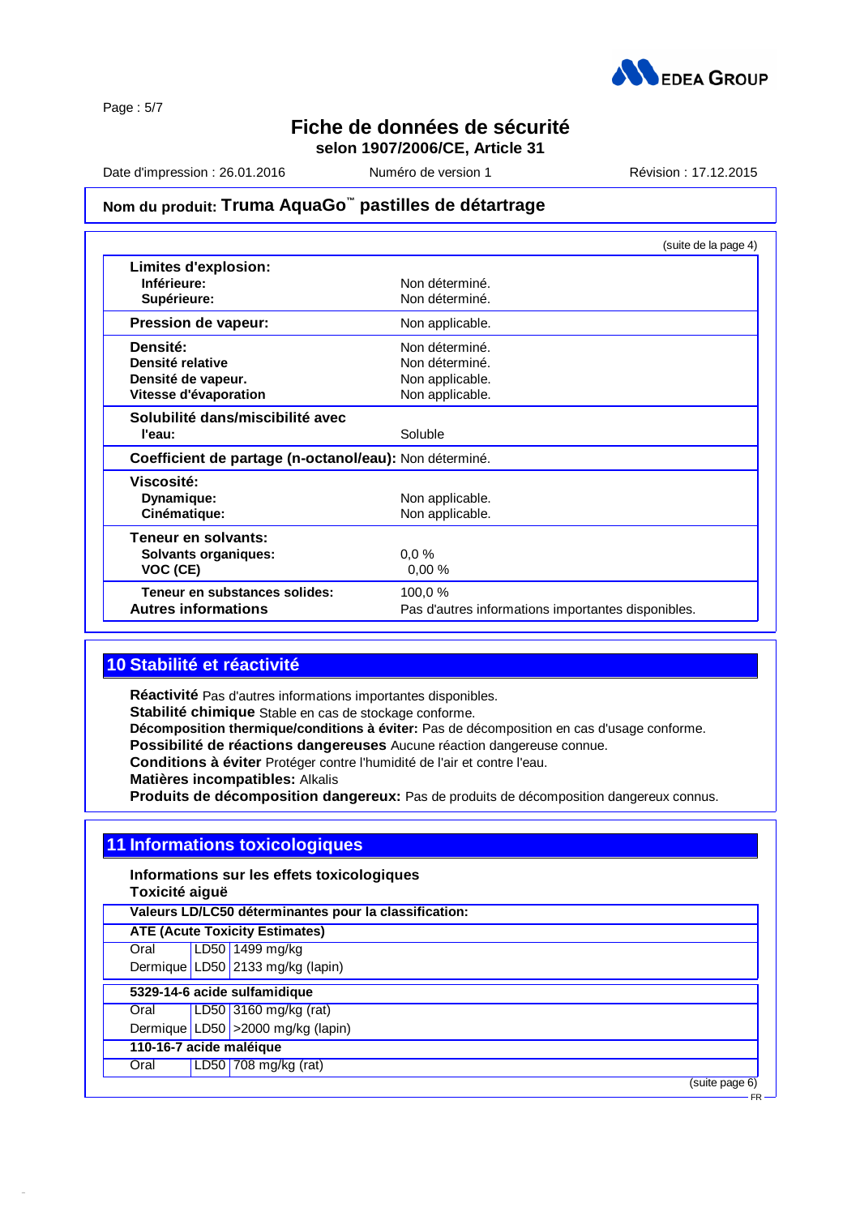(suite de la page 4)

| | |
|---|---|
| **Limites d'explosion:** | |
| **Inférieure:** | Non déterminé. |
| **Supérieure:** | Non déterminé. |
| **Pression de vapeur:** | Non applicable. |
| **Densité:** | Non déterminé. |
| **Densité relative** | Non déterminé. |
| **Densité de vapeur.** | Non applicable. |
| **Vitesse d'évaporation** | Non applicable. |
| **Solubilité dans/miscibilité avec** | |
| **l'eau:** | Soluble |
| **Coefficient de partage (n-octanol/eau):** | Non déterminé. |
| **Viscosité:** | |
| **Dynamique:** | Non applicable. |
| **Cinématique:** | Non applicable. |
| **Teneur en solvants:** | |
| **Solvants organiques:** | 0,0 % |
| **VOC (CE)** | 0,00 % |
| **Teneur en substances solides:** | 100,0 % |
| **Autres informations** | Pas d'autres informations importantes disponibles. |

## 10 Stabilité et réactivité

**Réactivité** Pas d'autres informations importantes disponibles.
**Stabilité chimique** Stable en cas de stockage conforme.
**Décomposition thermique/conditions à éviter:** Pas de décomposition en cas d'usage conforme.
**Possibilité de réactions dangereuses** Aucune réaction dangereuse connue.
**Conditions à éviter** Protéger contre l'humidité de l'air et contre l'eau.
**Matières incompatibles:** Alkalis
**Produits de décomposition dangereux:** Pas de produits de décomposition dangereux connus.

## 11 Informations toxicologiques

**Informations sur les effets toxicologiques**
**Toxicité aiguë**

| **Valeurs LD/LC50 déterminantes pour la classification:** | | |
|---|---|---|
| **ATE (Acute Toxicity Estimates)** | | |
| Oral | LD50 | 1499 mg/kg |
| Dermique | LD50 | 2133 mg/kg (lapin) |
| **5329-14-6 acide sulfamidique** | | |
| Oral | LD50 | 3160 mg/kg (rat) |
| Dermique | LD50 | >2000 mg/kg (lapin) |
| **110-16-7 acide maléique** | | |
| Oral | LD50 | 708 mg/kg (rat) |

(suite page 6)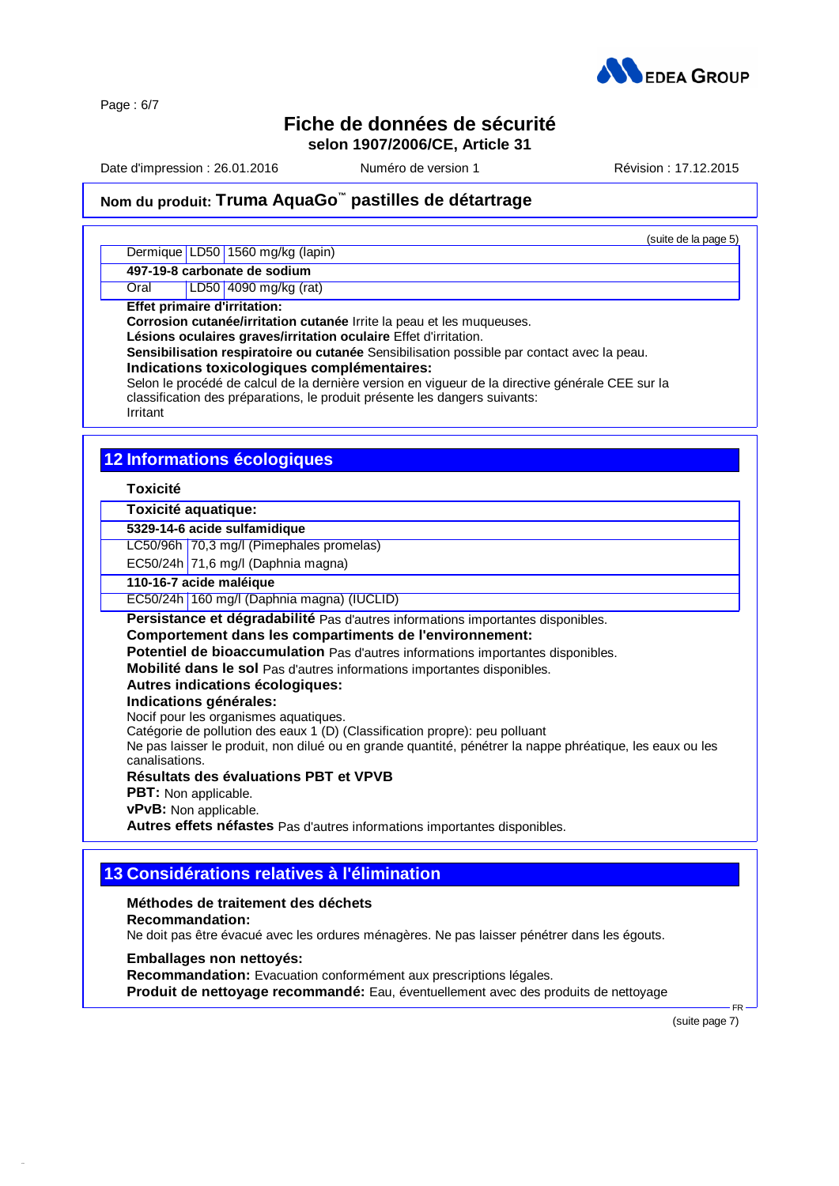(suite de la page 5)

| | | |
|---|---|---|
| Dermique | LD50 | 1560 mg/kg (lapin) |
| **497-19-8 carbonate de sodium** | | |
| Oral | LD50 | 4090 mg/kg (rat) |

**Effet primaire d'irritation:**

**Corrosion cutanée/irritation cutanée** Irrite la peau et les muqueuses.

**Lésions oculaires graves/irritation oculaire** Effet d'irritation.

**Sensibilisation respiratoire ou cutanée** Sensibilisation possible par contact avec la peau.

**Indications toxicologiques complémentaires:**

Selon le procédé de calcul de la dernière version en vigueur de la directive générale CEE sur la classification des préparations, le produit présente les dangers suivants:

Irritant

## 12 Informations écologiques

**Toxicité**

| **Toxicité aquatique:** | |
|---|---|
| **5329-14-6 acide sulfamidique** | |
| LC50/96h | 70,3 mg/l (Pimephales promelas) |
| EC50/24h | 71,6 mg/l (Daphnia magna) |
| **110-16-7 acide maléique** | |
| EC50/24h | 160 mg/l (Daphnia magna) (IUCLID) |

**Persistance et dégradabilité** Pas d'autres informations importantes disponibles.

**Comportement dans les compartiments de l'environnement:**

**Potentiel de bioaccumulation** Pas d'autres informations importantes disponibles.

**Mobilité dans le sol** Pas d'autres informations importantes disponibles.

**Autres indications écologiques:**

**Indications générales:**

Nocif pour les organismes aquatiques.

Catégorie de pollution des eaux 1 (D) (Classification propre): peu polluant

Ne pas laisser le produit, non dilué ou en grande quantité, pénétrer la nappe phréatique, les eaux ou les canalisations.

**Résultats des évaluations PBT et VPVB**

**PBT:** Non applicable.

**vPvB:** Non applicable.

**Autres effets néfastes** Pas d'autres informations importantes disponibles.

## 13 Considérations relatives à l'élimination

**Méthodes de traitement des déchets**

**Recommandation:**

Ne doit pas être évacué avec les ordures ménagères. Ne pas laisser pénétrer dans les égouts.

**Emballages non nettoyés:**

**Recommandation:** Evacuation conformément aux prescriptions légales.

**Produit de nettoyage recommandé:** Eau, éventuellement avec des produits de nettoyage

(suite page 7)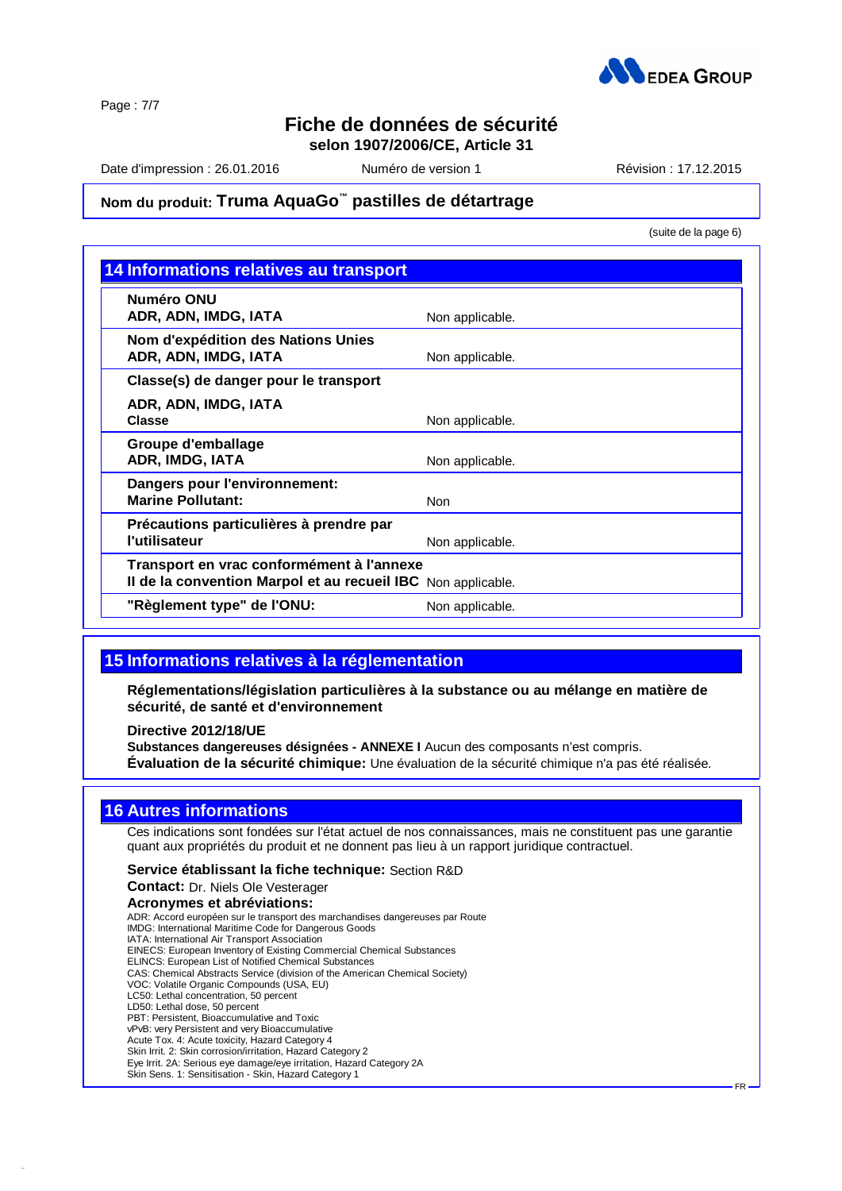**Nom du produit: Truma AquaGo™ pastilles de détartrage**

(suite de la page 6)

## 14 Informations relatives au transport

| | |
|---|---|
| **Numéro ONU**<br>**ADR, ADN, IMDG, IATA** | Non applicable. |
| **Nom d'expédition des Nations Unies**<br>**ADR, ADN, IMDG, IATA** | Non applicable. |
| **Classe(s) de danger pour le transport** | |
| **ADR, ADN, IMDG, IATA**<br>**Classe** | Non applicable. |
| **Groupe d'emballage**<br>**ADR, IMDG, IATA** | Non applicable. |
| **Dangers pour l'environnement:**<br>**Marine Pollutant:** | Non |
| **Précautions particulières à prendre par l'utilisateur** | Non applicable. |
| **Transport en vrac conformément à l'annexe II de la convention Marpol et au recueil IBC** | Non applicable. |
| **"Règlement type" de l'ONU:** | Non applicable. |

## 15 Informations relatives à la réglementation

**Réglementations/législation particulières à la substance ou au mélange en matière de sécurité, de santé et d'environnement**

**Directive 2012/18/UE**
**Substances dangereuses désignées - ANNEXE I** Aucun des composants n'est compris.
**Évaluation de la sécurité chimique:** Une évaluation de la sécurité chimique n'a pas été réalisée.

## 16 Autres informations

Ces indications sont fondées sur l'état actuel de nos connaissances, mais ne constituent pas une garantie quant aux propriétés du produit et ne donnent pas lieu à un rapport juridique contractuel.

**Service établissant la fiche technique:** Section R&D
**Contact:** Dr. Niels Ole Vesterager
**Acronymes et abréviations:**
ADR: Accord européen sur le transport des marchandises dangereuses par Route
IMDG: International Maritime Code for Dangerous Goods
IATA: International Air Transport Association
EINECS: European Inventory of Existing Commercial Chemical Substances
ELINCS: European List of Notified Chemical Substances
CAS: Chemical Abstracts Service (division of the American Chemical Society)
VOC: Volatile Organic Compounds (USA, EU)
LC50: Lethal concentration, 50 percent
LD50: Lethal dose, 50 percent
PBT: Persistent, Bioaccumulative and Toxic
vPvB: very Persistent and very Bioaccumulative
Acute Tox. 4: Acute toxicity, Hazard Category 4
Skin Irrit. 2: Skin corrosion/irritation, Hazard Category 2
Eye Irrit. 2A: Serious eye damage/eye irritation, Hazard Category 2A
Skin Sens. 1: Sensitisation - Skin, Hazard Category 1